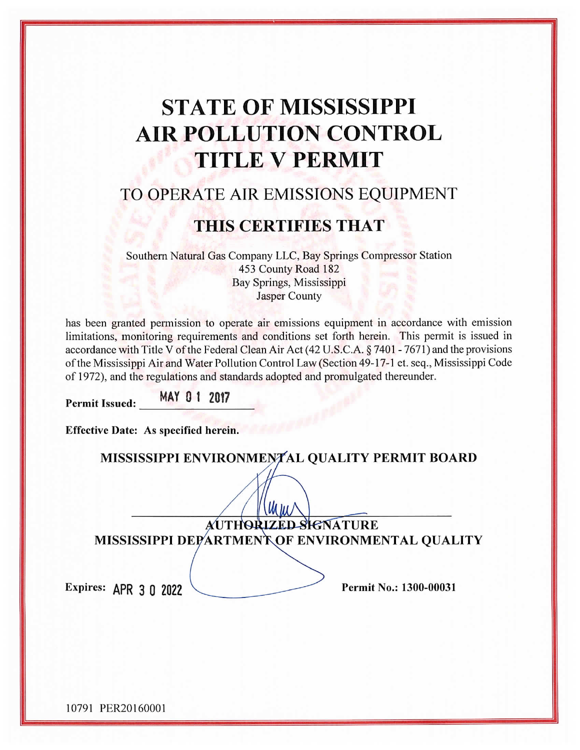# STATE OF MISSISSIPPI
# AIR POLLUTION CONTROL
# TITLE V PERMIT

## TO OPERATE AIR EMISSIONS EQUIPMENT

## THIS CERTIFIES THAT

Southern Natural Gas Company LLC, Bay Springs Compressor Station
453 County Road 182
Bay Springs, Mississippi
Jasper County

has been granted permission to operate air emissions equipment in accordance with emission limitations, monitoring requirements and conditions set forth herein. This permit is issued in accordance with Title V of the Federal Clean Air Act (42 U.S.C.A. § 7401 - 7671) and the provisions of the Mississippi Air and Water Pollution Control Law (Section 49-17-1 et. seq., Mississippi Code of 1972), and the regulations and standards adopted and promulgated thereunder.

**Permit Issued:** MAY 01 2017

**Effective Date: As specified herein.**

**MISSISSIPPI ENVIRONMENTAL QUALITY PERMIT BOARD**

**AUTHORIZED SIGNATURE**
**MISSISSIPPI DEPARTMENT OF ENVIRONMENTAL QUALITY**

**Expires:** APR 30 2022 **Permit No.: 1300-00031**

10791 PER20160001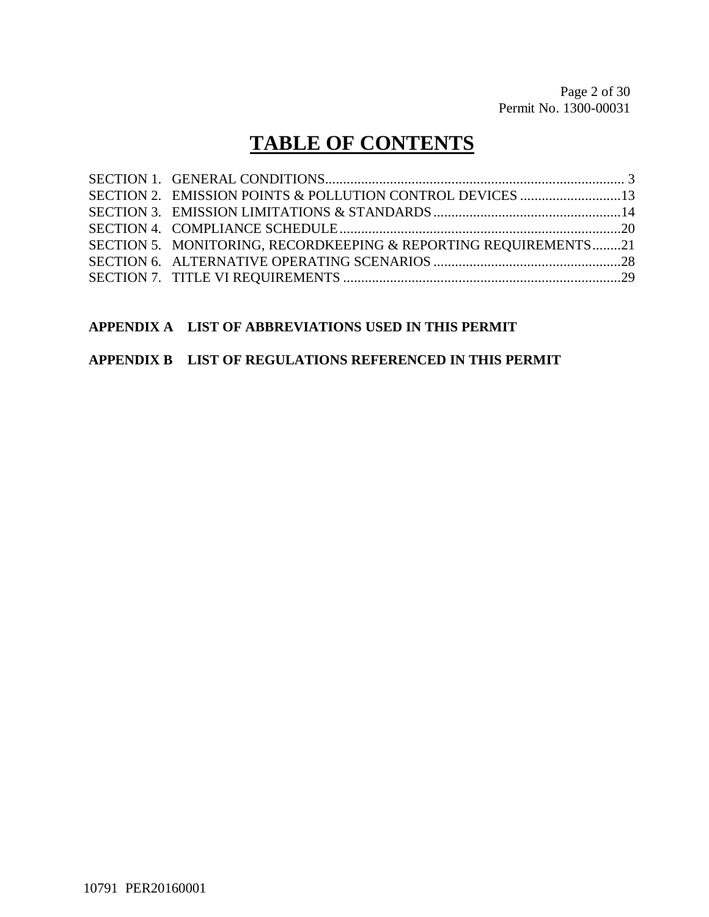# TABLE OF CONTENTS

SECTION 1. GENERAL CONDITIONS .................................................................................... 3
SECTION 2. EMISSION POINTS & POLLUTION CONTROL DEVICES ............................13
SECTION 3. EMISSION LIMITATIONS & STANDARDS ....................................................14
SECTION 4. COMPLIANCE SCHEDULE ..............................................................................20
SECTION 5. MONITORING, RECORDKEEPING & REPORTING REQUIREMENTS........21
SECTION 6. ALTERNATIVE OPERATING SCENARIOS ....................................................28
SECTION 7. TITLE VI REQUIREMENTS .............................................................................29

**APPENDIX A LIST OF ABBREVIATIONS USED IN THIS PERMIT**

**APPENDIX B LIST OF REGULATIONS REFERENCED IN THIS PERMIT**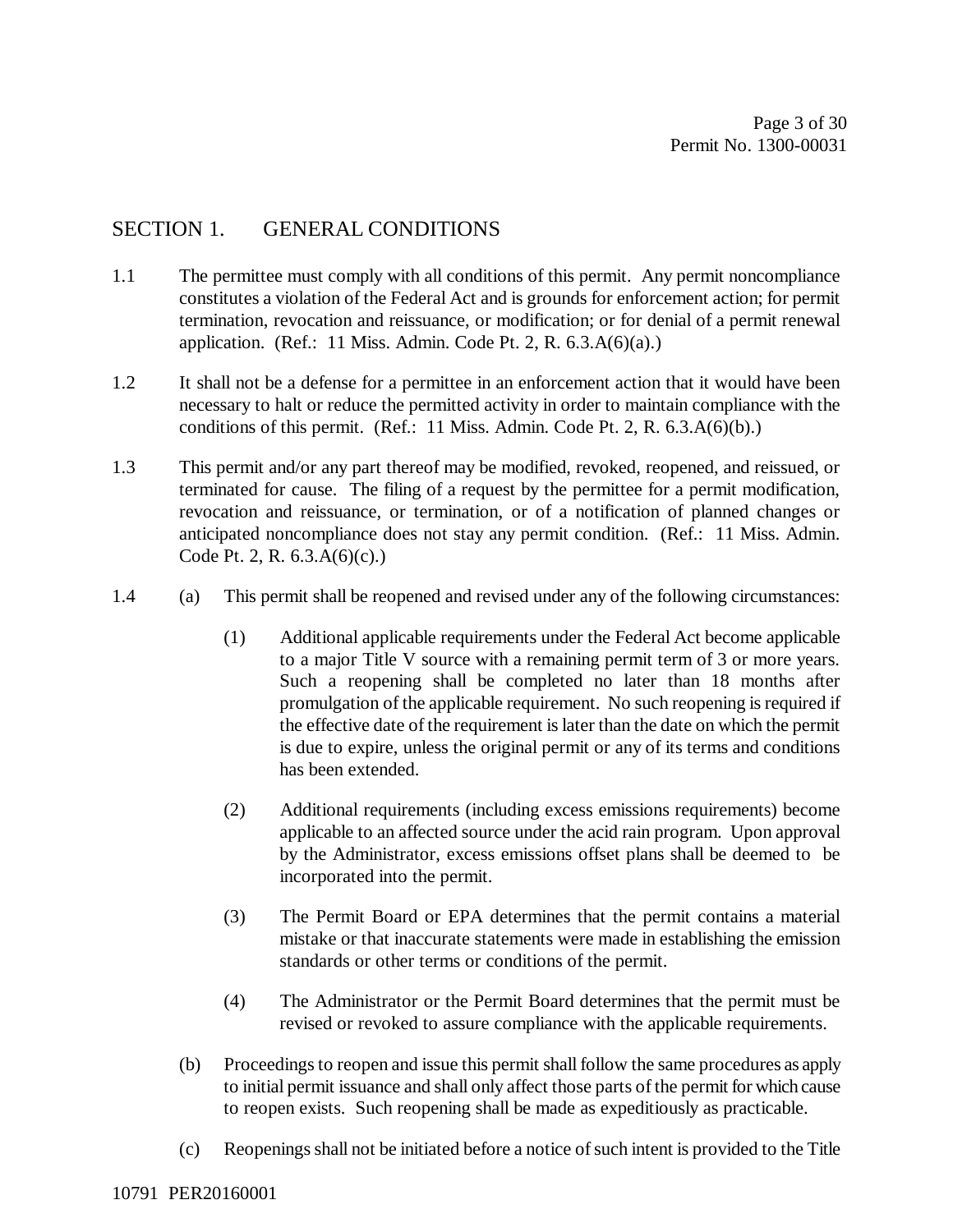## SECTION 1. GENERAL CONDITIONS

1.1 The permittee must comply with all conditions of this permit. Any permit noncompliance constitutes a violation of the Federal Act and is grounds for enforcement action; for permit termination, revocation and reissuance, or modification; or for denial of a permit renewal application. (Ref.: 11 Miss. Admin. Code Pt. 2, R. 6.3.A(6)(a).)

1.2 It shall not be a defense for a permittee in an enforcement action that it would have been necessary to halt or reduce the permitted activity in order to maintain compliance with the conditions of this permit. (Ref.: 11 Miss. Admin. Code Pt. 2, R. 6.3.A(6)(b).)

1.3 This permit and/or any part thereof may be modified, revoked, reopened, and reissued, or terminated for cause. The filing of a request by the permittee for a permit modification, revocation and reissuance, or termination, or of a notification of planned changes or anticipated noncompliance does not stay any permit condition. (Ref.: 11 Miss. Admin. Code Pt. 2, R. 6.3.A(6)(c).)

1.4 (a) This permit shall be reopened and revised under any of the following circumstances:

(1) Additional applicable requirements under the Federal Act become applicable to a major Title V source with a remaining permit term of 3 or more years. Such a reopening shall be completed no later than 18 months after promulgation of the applicable requirement. No such reopening is required if the effective date of the requirement is later than the date on which the permit is due to expire, unless the original permit or any of its terms and conditions has been extended.

(2) Additional requirements (including excess emissions requirements) become applicable to an affected source under the acid rain program. Upon approval by the Administrator, excess emissions offset plans shall be deemed to be incorporated into the permit.

(3) The Permit Board or EPA determines that the permit contains a material mistake or that inaccurate statements were made in establishing the emission standards or other terms or conditions of the permit.

(4) The Administrator or the Permit Board determines that the permit must be revised or revoked to assure compliance with the applicable requirements.

(b) Proceedings to reopen and issue this permit shall follow the same procedures as apply to initial permit issuance and shall only affect those parts of the permit for which cause to reopen exists. Such reopening shall be made as expeditiously as practicable.

(c) Reopenings shall not be initiated before a notice of such intent is provided to the Title

10791 PER20160001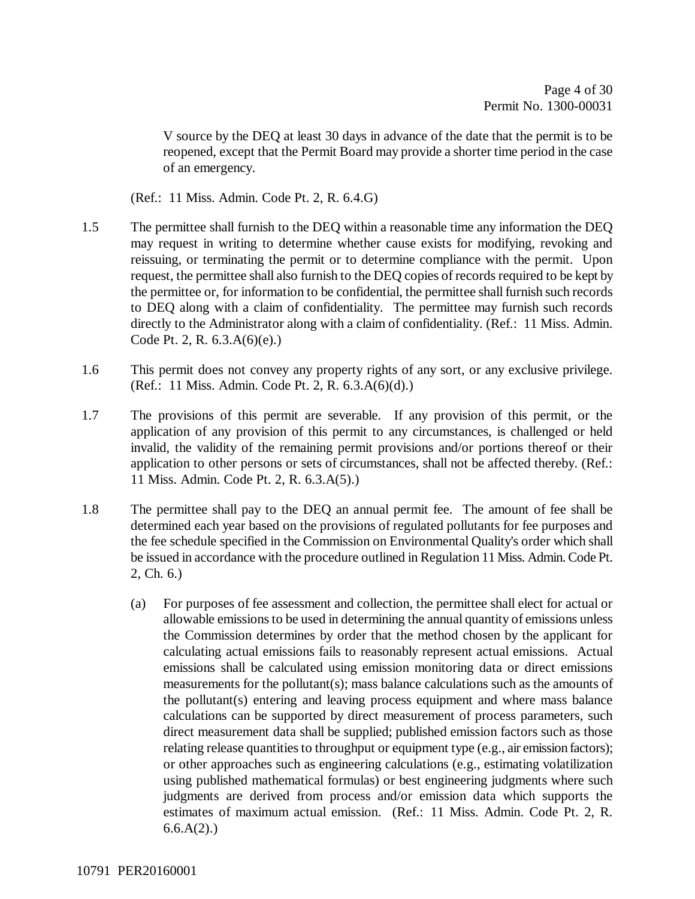V source by the DEQ at least 30 days in advance of the date that the permit is to be reopened, except that the Permit Board may provide a shorter time period in the case of an emergency.

(Ref.: 11 Miss. Admin. Code Pt. 2, R. 6.4.G)

1.5 The permittee shall furnish to the DEQ within a reasonable time any information the DEQ may request in writing to determine whether cause exists for modifying, revoking and reissuing, or terminating the permit or to determine compliance with the permit. Upon request, the permittee shall also furnish to the DEQ copies of records required to be kept by the permittee or, for information to be confidential, the permittee shall furnish such records to DEQ along with a claim of confidentiality. The permittee may furnish such records directly to the Administrator along with a claim of confidentiality. (Ref.: 11 Miss. Admin. Code Pt. 2, R. 6.3.A(6)(e).)

1.6 This permit does not convey any property rights of any sort, or any exclusive privilege. (Ref.: 11 Miss. Admin. Code Pt. 2, R. 6.3.A(6)(d).)

1.7 The provisions of this permit are severable. If any provision of this permit, or the application of any provision of this permit to any circumstances, is challenged or held invalid, the validity of the remaining permit provisions and/or portions thereof or their application to other persons or sets of circumstances, shall not be affected thereby. (Ref.: 11 Miss. Admin. Code Pt. 2, R. 6.3.A(5).)

1.8 The permittee shall pay to the DEQ an annual permit fee. The amount of fee shall be determined each year based on the provisions of regulated pollutants for fee purposes and the fee schedule specified in the Commission on Environmental Quality's order which shall be issued in accordance with the procedure outlined in Regulation 11 Miss. Admin. Code Pt. 2, Ch. 6.)

   (a) For purposes of fee assessment and collection, the permittee shall elect for actual or allowable emissions to be used in determining the annual quantity of emissions unless the Commission determines by order that the method chosen by the applicant for calculating actual emissions fails to reasonably represent actual emissions. Actual emissions shall be calculated using emission monitoring data or direct emissions measurements for the pollutant(s); mass balance calculations such as the amounts of the pollutant(s) entering and leaving process equipment and where mass balance calculations can be supported by direct measurement of process parameters, such direct measurement data shall be supplied; published emission factors such as those relating release quantities to throughput or equipment type (e.g., air emission factors); or other approaches such as engineering calculations (e.g., estimating volatilization using published mathematical formulas) or best engineering judgments where such judgments are derived from process and/or emission data which supports the estimates of maximum actual emission. (Ref.: 11 Miss. Admin. Code Pt. 2, R. 6.6.A(2).)

10791 PER20160001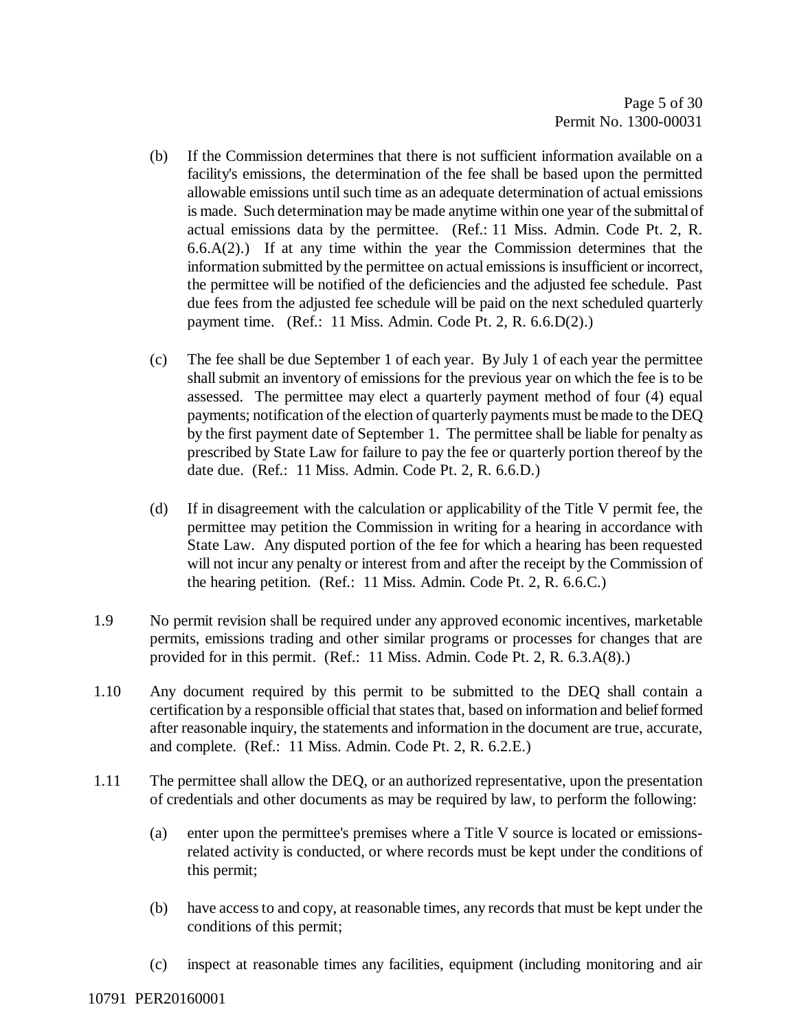(b) If the Commission determines that there is not sufficient information available on a facility's emissions, the determination of the fee shall be based upon the permitted allowable emissions until such time as an adequate determination of actual emissions is made. Such determination may be made anytime within one year of the submittal of actual emissions data by the permittee. (Ref.: 11 Miss. Admin. Code Pt. 2, R. 6.6.A(2).) If at any time within the year the Commission determines that the information submitted by the permittee on actual emissions is insufficient or incorrect, the permittee will be notified of the deficiencies and the adjusted fee schedule. Past due fees from the adjusted fee schedule will be paid on the next scheduled quarterly payment time. (Ref.: 11 Miss. Admin. Code Pt. 2, R. 6.6.D(2).)

(c) The fee shall be due September 1 of each year. By July 1 of each year the permittee shall submit an inventory of emissions for the previous year on which the fee is to be assessed. The permittee may elect a quarterly payment method of four (4) equal payments; notification of the election of quarterly payments must be made to the DEQ by the first payment date of September 1. The permittee shall be liable for penalty as prescribed by State Law for failure to pay the fee or quarterly portion thereof by the date due. (Ref.: 11 Miss. Admin. Code Pt. 2, R. 6.6.D.)

(d) If in disagreement with the calculation or applicability of the Title V permit fee, the permittee may petition the Commission in writing for a hearing in accordance with State Law. Any disputed portion of the fee for which a hearing has been requested will not incur any penalty or interest from and after the receipt by the Commission of the hearing petition. (Ref.: 11 Miss. Admin. Code Pt. 2, R. 6.6.C.)

1.9 No permit revision shall be required under any approved economic incentives, marketable permits, emissions trading and other similar programs or processes for changes that are provided for in this permit. (Ref.: 11 Miss. Admin. Code Pt. 2, R. 6.3.A(8).)

1.10 Any document required by this permit to be submitted to the DEQ shall contain a certification by a responsible official that states that, based on information and belief formed after reasonable inquiry, the statements and information in the document are true, accurate, and complete. (Ref.: 11 Miss. Admin. Code Pt. 2, R. 6.2.E.)

1.11 The permittee shall allow the DEQ, or an authorized representative, upon the presentation of credentials and other documents as may be required by law, to perform the following:

(a) enter upon the permittee's premises where a Title V source is located or emissions-related activity is conducted, or where records must be kept under the conditions of this permit;

(b) have access to and copy, at reasonable times, any records that must be kept under the conditions of this permit;

(c) inspect at reasonable times any facilities, equipment (including monitoring and air

10791 PER20160001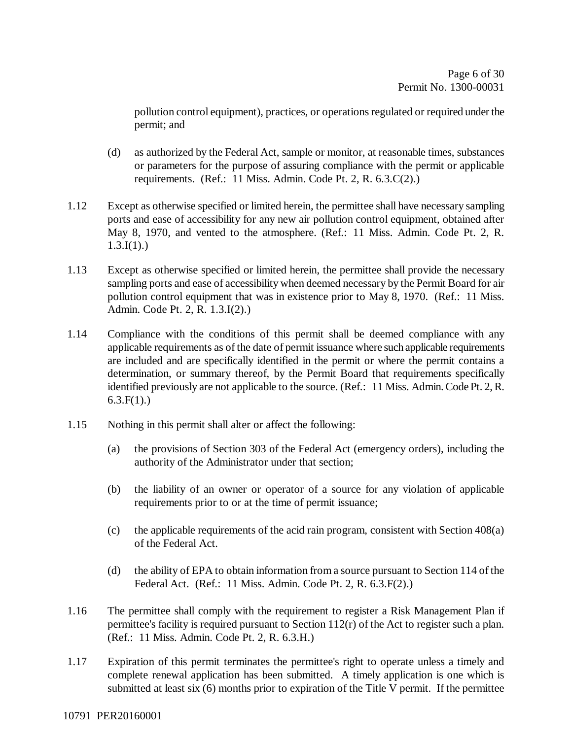pollution control equipment), practices, or operations regulated or required under the permit; and

(d) as authorized by the Federal Act, sample or monitor, at reasonable times, substances or parameters for the purpose of assuring compliance with the permit or applicable requirements. (Ref.: 11 Miss. Admin. Code Pt. 2, R. 6.3.C(2).)

1.12 Except as otherwise specified or limited herein, the permittee shall have necessary sampling ports and ease of accessibility for any new air pollution control equipment, obtained after May 8, 1970, and vented to the atmosphere. (Ref.: 11 Miss. Admin. Code Pt. 2, R. 1.3.I(1).)

1.13 Except as otherwise specified or limited herein, the permittee shall provide the necessary sampling ports and ease of accessibility when deemed necessary by the Permit Board for air pollution control equipment that was in existence prior to May 8, 1970. (Ref.: 11 Miss. Admin. Code Pt. 2, R. 1.3.I(2).)

1.14 Compliance with the conditions of this permit shall be deemed compliance with any applicable requirements as of the date of permit issuance where such applicable requirements are included and are specifically identified in the permit or where the permit contains a determination, or summary thereof, by the Permit Board that requirements specifically identified previously are not applicable to the source. (Ref.: 11 Miss. Admin. Code Pt. 2, R. 6.3.F(1).)

1.15 Nothing in this permit shall alter or affect the following:

(a) the provisions of Section 303 of the Federal Act (emergency orders), including the authority of the Administrator under that section;

(b) the liability of an owner or operator of a source for any violation of applicable requirements prior to or at the time of permit issuance;

(c) the applicable requirements of the acid rain program, consistent with Section 408(a) of the Federal Act.

(d) the ability of EPA to obtain information from a source pursuant to Section 114 of the Federal Act. (Ref.: 11 Miss. Admin. Code Pt. 2, R. 6.3.F(2).)

1.16 The permittee shall comply with the requirement to register a Risk Management Plan if permittee's facility is required pursuant to Section 112(r) of the Act to register such a plan. (Ref.: 11 Miss. Admin. Code Pt. 2, R. 6.3.H.)

1.17 Expiration of this permit terminates the permittee's right to operate unless a timely and complete renewal application has been submitted. A timely application is one which is submitted at least six (6) months prior to expiration of the Title V permit. If the permittee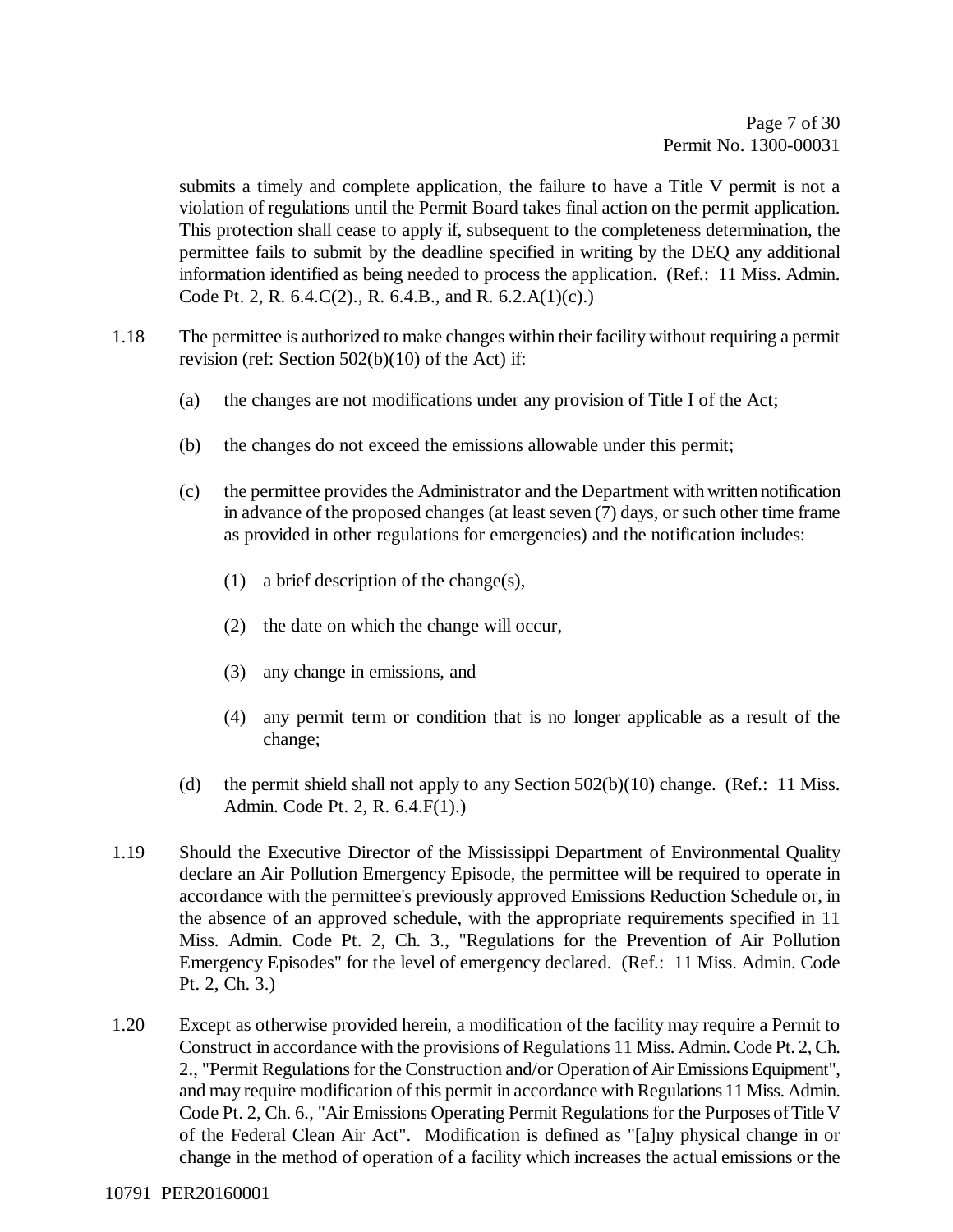submits a timely and complete application, the failure to have a Title V permit is not a violation of regulations until the Permit Board takes final action on the permit application. This protection shall cease to apply if, subsequent to the completeness determination, the permittee fails to submit by the deadline specified in writing by the DEQ any additional information identified as being needed to process the application. (Ref.: 11 Miss. Admin. Code Pt. 2, R. 6.4.C(2)., R. 6.4.B., and R. 6.2.A(1)(c).)

1.18 The permittee is authorized to make changes within their facility without requiring a permit revision (ref: Section 502(b)(10) of the Act) if:

(a) the changes are not modifications under any provision of Title I of the Act;

(b) the changes do not exceed the emissions allowable under this permit;

(c) the permittee provides the Administrator and the Department with written notification in advance of the proposed changes (at least seven (7) days, or such other time frame as provided in other regulations for emergencies) and the notification includes:

(1) a brief description of the change(s),

(2) the date on which the change will occur,

(3) any change in emissions, and

(4) any permit term or condition that is no longer applicable as a result of the change;

(d) the permit shield shall not apply to any Section 502(b)(10) change. (Ref.: 11 Miss. Admin. Code Pt. 2, R. 6.4.F(1).)

1.19 Should the Executive Director of the Mississippi Department of Environmental Quality declare an Air Pollution Emergency Episode, the permittee will be required to operate in accordance with the permittee's previously approved Emissions Reduction Schedule or, in the absence of an approved schedule, with the appropriate requirements specified in 11 Miss. Admin. Code Pt. 2, Ch. 3., "Regulations for the Prevention of Air Pollution Emergency Episodes" for the level of emergency declared. (Ref.: 11 Miss. Admin. Code Pt. 2, Ch. 3.)

1.20 Except as otherwise provided herein, a modification of the facility may require a Permit to Construct in accordance with the provisions of Regulations 11 Miss. Admin. Code Pt. 2, Ch. 2., "Permit Regulations for the Construction and/or Operation of Air Emissions Equipment", and may require modification of this permit in accordance with Regulations 11 Miss. Admin. Code Pt. 2, Ch. 6., "Air Emissions Operating Permit Regulations for the Purposes of Title V of the Federal Clean Air Act". Modification is defined as "[a]ny physical change in or change in the method of operation of a facility which increases the actual emissions or the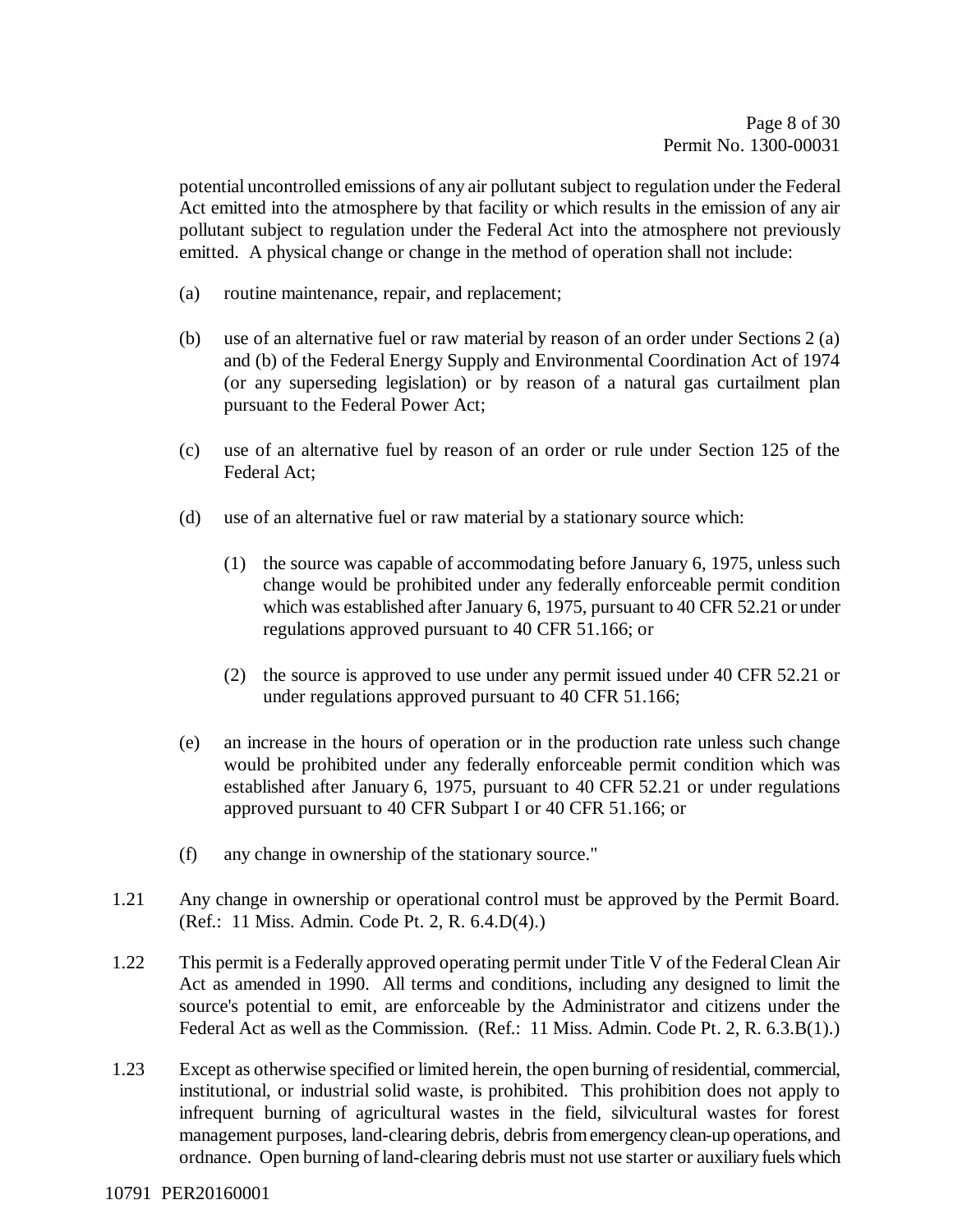potential uncontrolled emissions of any air pollutant subject to regulation under the Federal Act emitted into the atmosphere by that facility or which results in the emission of any air pollutant subject to regulation under the Federal Act into the atmosphere not previously emitted. A physical change or change in the method of operation shall not include:

(a) routine maintenance, repair, and replacement;

(b) use of an alternative fuel or raw material by reason of an order under Sections 2 (a) and (b) of the Federal Energy Supply and Environmental Coordination Act of 1974 (or any superseding legislation) or by reason of a natural gas curtailment plan pursuant to the Federal Power Act;

(c) use of an alternative fuel by reason of an order or rule under Section 125 of the Federal Act;

(d) use of an alternative fuel or raw material by a stationary source which:

   (1) the source was capable of accommodating before January 6, 1975, unless such change would be prohibited under any federally enforceable permit condition which was established after January 6, 1975, pursuant to 40 CFR 52.21 or under regulations approved pursuant to 40 CFR 51.166; or

   (2) the source is approved to use under any permit issued under 40 CFR 52.21 or under regulations approved pursuant to 40 CFR 51.166;

(e) an increase in the hours of operation or in the production rate unless such change would be prohibited under any federally enforceable permit condition which was established after January 6, 1975, pursuant to 40 CFR 52.21 or under regulations approved pursuant to 40 CFR Subpart I or 40 CFR 51.166; or

(f) any change in ownership of the stationary source."

1.21 Any change in ownership or operational control must be approved by the Permit Board. (Ref.: 11 Miss. Admin. Code Pt. 2, R. 6.4.D(4).)

1.22 This permit is a Federally approved operating permit under Title V of the Federal Clean Air Act as amended in 1990. All terms and conditions, including any designed to limit the source's potential to emit, are enforceable by the Administrator and citizens under the Federal Act as well as the Commission. (Ref.: 11 Miss. Admin. Code Pt. 2, R. 6.3.B(1).)

1.23 Except as otherwise specified or limited herein, the open burning of residential, commercial, institutional, or industrial solid waste, is prohibited. This prohibition does not apply to infrequent burning of agricultural wastes in the field, silvicultural wastes for forest management purposes, land-clearing debris, debris from emergency clean-up operations, and ordnance. Open burning of land-clearing debris must not use starter or auxiliary fuels which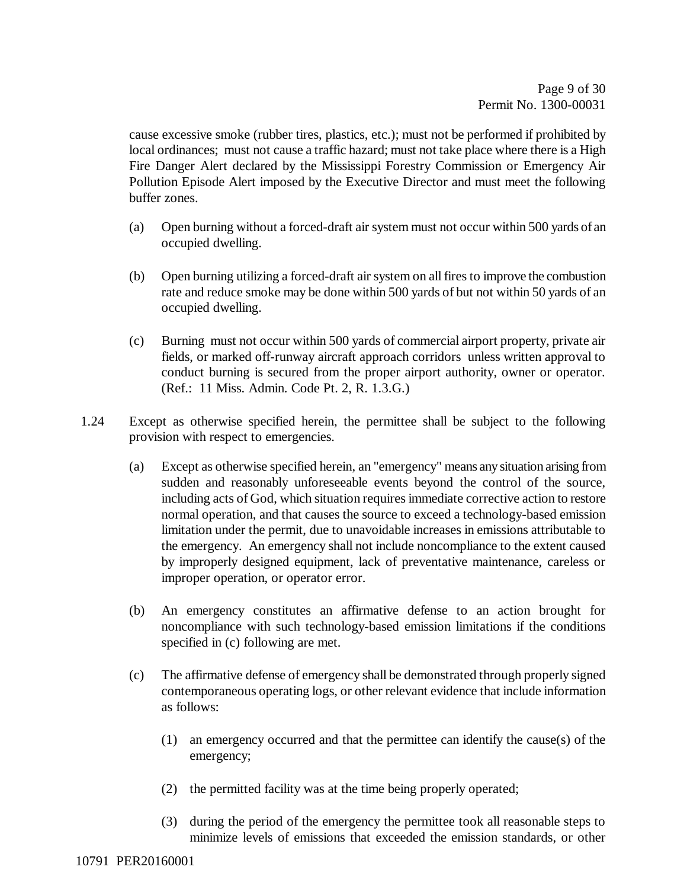cause excessive smoke (rubber tires, plastics, etc.); must not be performed if prohibited by local ordinances; must not cause a traffic hazard; must not take place where there is a High Fire Danger Alert declared by the Mississippi Forestry Commission or Emergency Air Pollution Episode Alert imposed by the Executive Director and must meet the following buffer zones.

(a) Open burning without a forced-draft air system must not occur within 500 yards of an occupied dwelling.

(b) Open burning utilizing a forced-draft air system on all fires to improve the combustion rate and reduce smoke may be done within 500 yards of but not within 50 yards of an occupied dwelling.

(c) Burning must not occur within 500 yards of commercial airport property, private air fields, or marked off-runway aircraft approach corridors unless written approval to conduct burning is secured from the proper airport authority, owner or operator. (Ref.: 11 Miss. Admin. Code Pt. 2, R. 1.3.G.)

1.24 Except as otherwise specified herein, the permittee shall be subject to the following provision with respect to emergencies.

(a) Except as otherwise specified herein, an "emergency" means any situation arising from sudden and reasonably unforeseeable events beyond the control of the source, including acts of God, which situation requires immediate corrective action to restore normal operation, and that causes the source to exceed a technology-based emission limitation under the permit, due to unavoidable increases in emissions attributable to the emergency. An emergency shall not include noncompliance to the extent caused by improperly designed equipment, lack of preventative maintenance, careless or improper operation, or operator error.

(b) An emergency constitutes an affirmative defense to an action brought for noncompliance with such technology-based emission limitations if the conditions specified in (c) following are met.

(c) The affirmative defense of emergency shall be demonstrated through properly signed contemporaneous operating logs, or other relevant evidence that include information as follows:

(1) an emergency occurred and that the permittee can identify the cause(s) of the emergency;

(2) the permitted facility was at the time being properly operated;

(3) during the period of the emergency the permittee took all reasonable steps to minimize levels of emissions that exceeded the emission standards, or other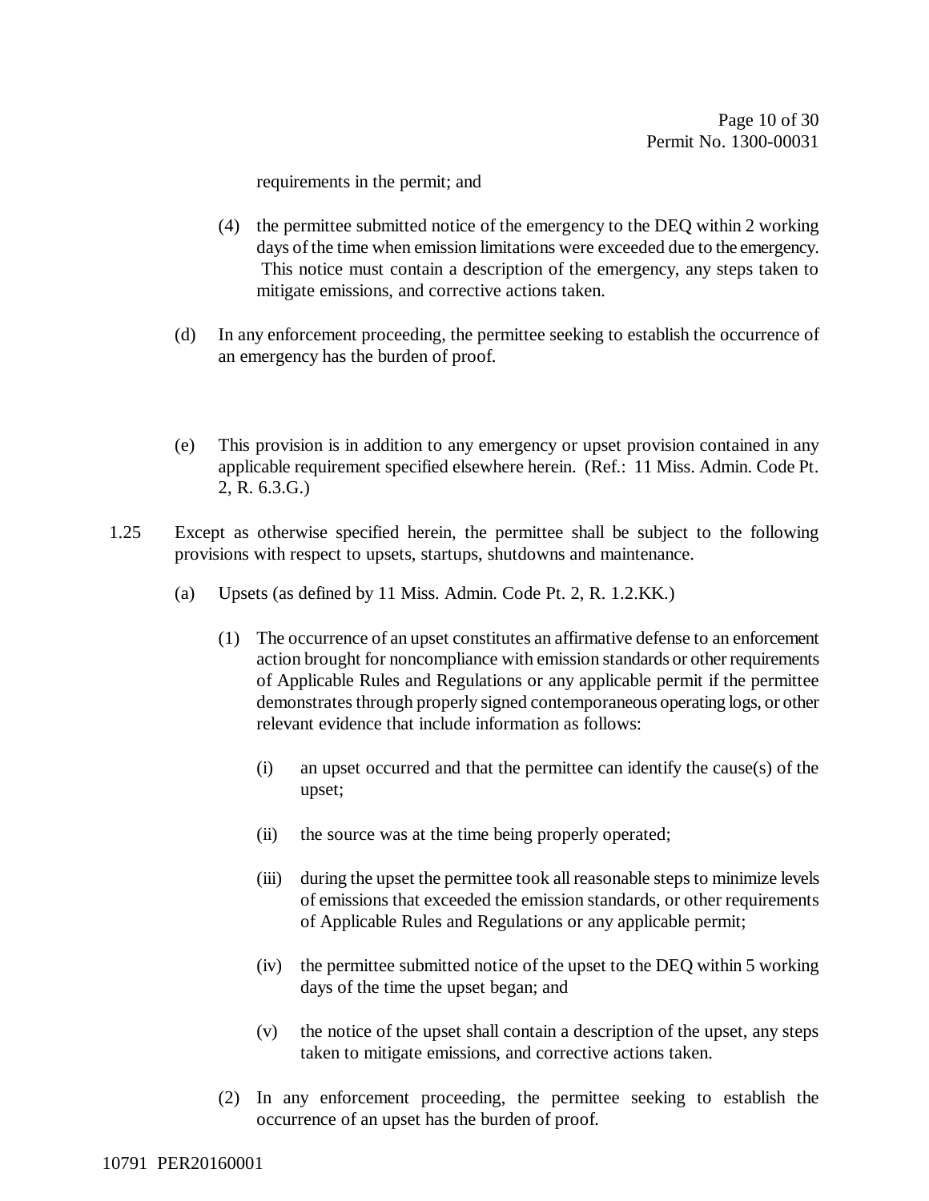requirements in the permit; and

(4) the permittee submitted notice of the emergency to the DEQ within 2 working days of the time when emission limitations were exceeded due to the emergency. This notice must contain a description of the emergency, any steps taken to mitigate emissions, and corrective actions taken.

(d) In any enforcement proceeding, the permittee seeking to establish the occurrence of an emergency has the burden of proof.

(e) This provision is in addition to any emergency or upset provision contained in any applicable requirement specified elsewhere herein. (Ref.: 11 Miss. Admin. Code Pt. 2, R. 6.3.G.)

1.25 Except as otherwise specified herein, the permittee shall be subject to the following provisions with respect to upsets, startups, shutdowns and maintenance.

(a) Upsets (as defined by 11 Miss. Admin. Code Pt. 2, R. 1.2.KK.)

(1) The occurrence of an upset constitutes an affirmative defense to an enforcement action brought for noncompliance with emission standards or other requirements of Applicable Rules and Regulations or any applicable permit if the permittee demonstrates through properly signed contemporaneous operating logs, or other relevant evidence that include information as follows:

(i) an upset occurred and that the permittee can identify the cause(s) of the upset;

(ii) the source was at the time being properly operated;

(iii) during the upset the permittee took all reasonable steps to minimize levels of emissions that exceeded the emission standards, or other requirements of Applicable Rules and Regulations or any applicable permit;

(iv) the permittee submitted notice of the upset to the DEQ within 5 working days of the time the upset began; and

(v) the notice of the upset shall contain a description of the upset, any steps taken to mitigate emissions, and corrective actions taken.

(2) In any enforcement proceeding, the permittee seeking to establish the occurrence of an upset has the burden of proof.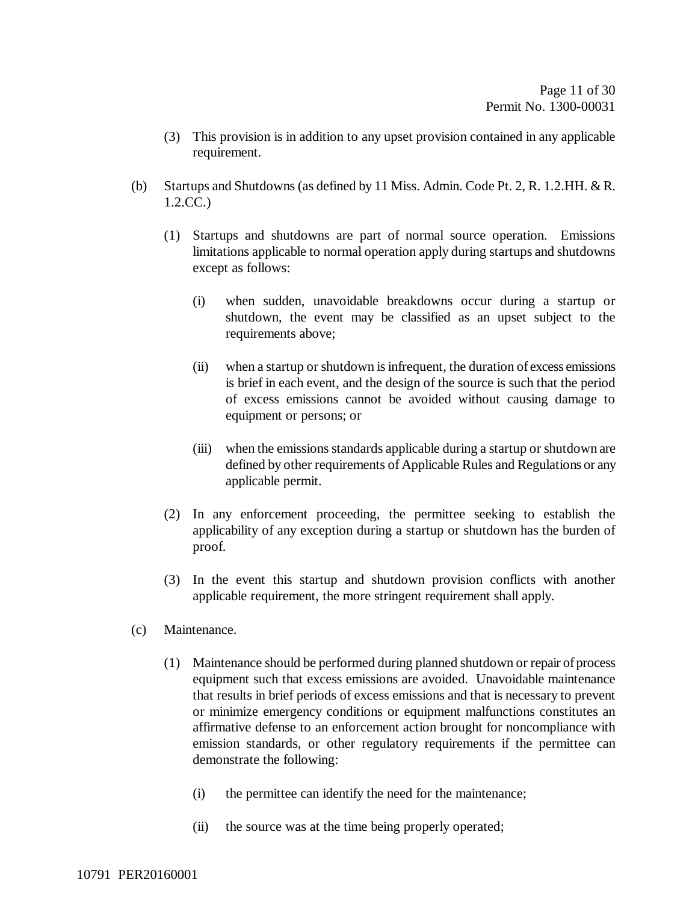(3) This provision is in addition to any upset provision contained in any applicable requirement.

(b) Startups and Shutdowns (as defined by 11 Miss. Admin. Code Pt. 2, R. 1.2.HH. & R. 1.2.CC.)

(1) Startups and shutdowns are part of normal source operation. Emissions limitations applicable to normal operation apply during startups and shutdowns except as follows:

(i) when sudden, unavoidable breakdowns occur during a startup or shutdown, the event may be classified as an upset subject to the requirements above;

(ii) when a startup or shutdown is infrequent, the duration of excess emissions is brief in each event, and the design of the source is such that the period of excess emissions cannot be avoided without causing damage to equipment or persons; or

(iii) when the emissions standards applicable during a startup or shutdown are defined by other requirements of Applicable Rules and Regulations or any applicable permit.

(2) In any enforcement proceeding, the permittee seeking to establish the applicability of any exception during a startup or shutdown has the burden of proof.

(3) In the event this startup and shutdown provision conflicts with another applicable requirement, the more stringent requirement shall apply.

(c) Maintenance.

(1) Maintenance should be performed during planned shutdown or repair of process equipment such that excess emissions are avoided. Unavoidable maintenance that results in brief periods of excess emissions and that is necessary to prevent or minimize emergency conditions or equipment malfunctions constitutes an affirmative defense to an enforcement action brought for noncompliance with emission standards, or other regulatory requirements if the permittee can demonstrate the following:

(i) the permittee can identify the need for the maintenance;

(ii) the source was at the time being properly operated;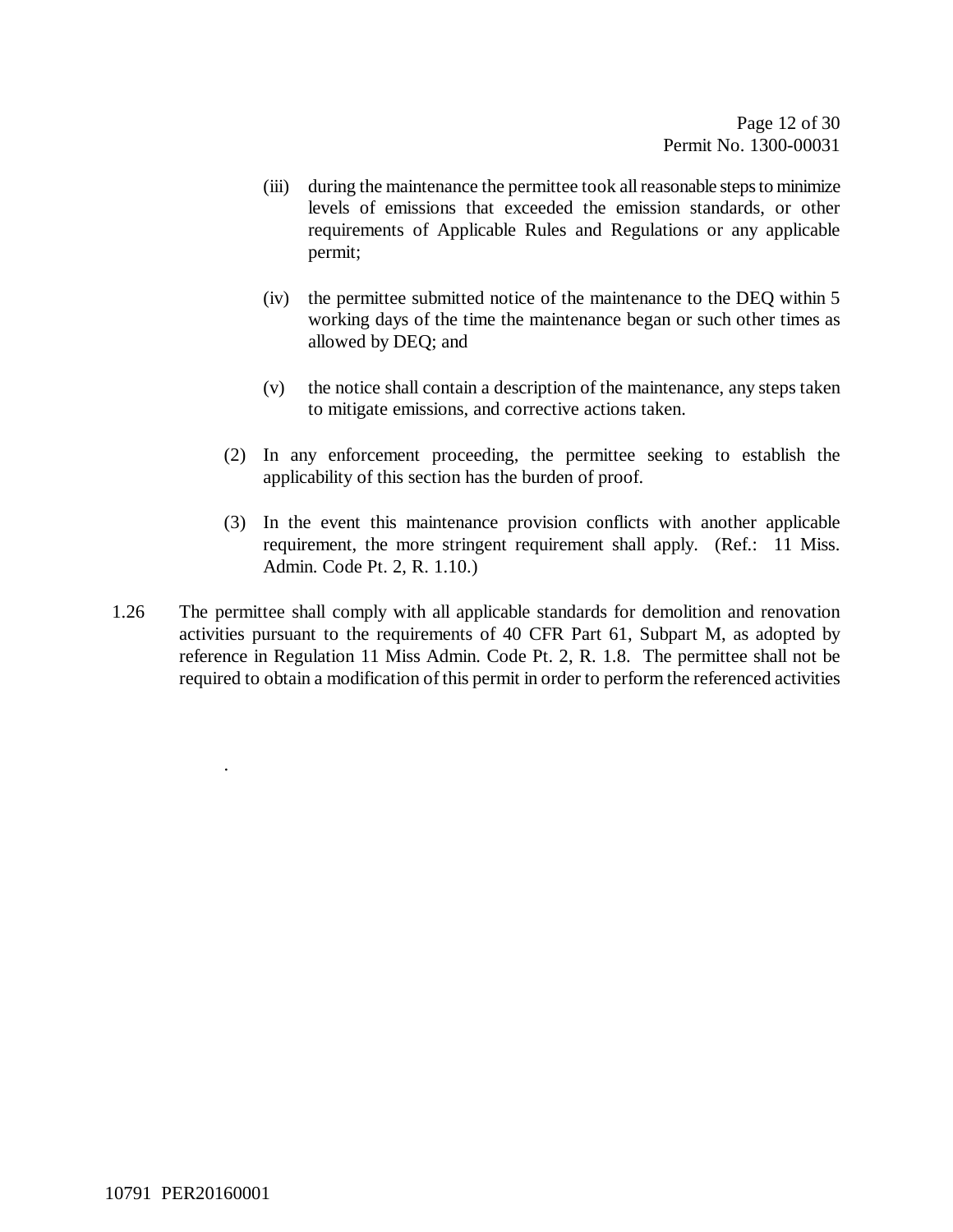(iii) during the maintenance the permittee took all reasonable steps to minimize levels of emissions that exceeded the emission standards, or other requirements of Applicable Rules and Regulations or any applicable permit;

(iv) the permittee submitted notice of the maintenance to the DEQ within 5 working days of the time the maintenance began or such other times as allowed by DEQ; and

(v) the notice shall contain a description of the maintenance, any steps taken to mitigate emissions, and corrective actions taken.

(2) In any enforcement proceeding, the permittee seeking to establish the applicability of this section has the burden of proof.

(3) In the event this maintenance provision conflicts with another applicable requirement, the more stringent requirement shall apply. (Ref.: 11 Miss. Admin. Code Pt. 2, R. 1.10.)

1.26 The permittee shall comply with all applicable standards for demolition and renovation activities pursuant to the requirements of 40 CFR Part 61, Subpart M, as adopted by reference in Regulation 11 Miss Admin. Code Pt. 2, R. 1.8. The permittee shall not be required to obtain a modification of this permit in order to perform the referenced activities

.

10791 PER20160001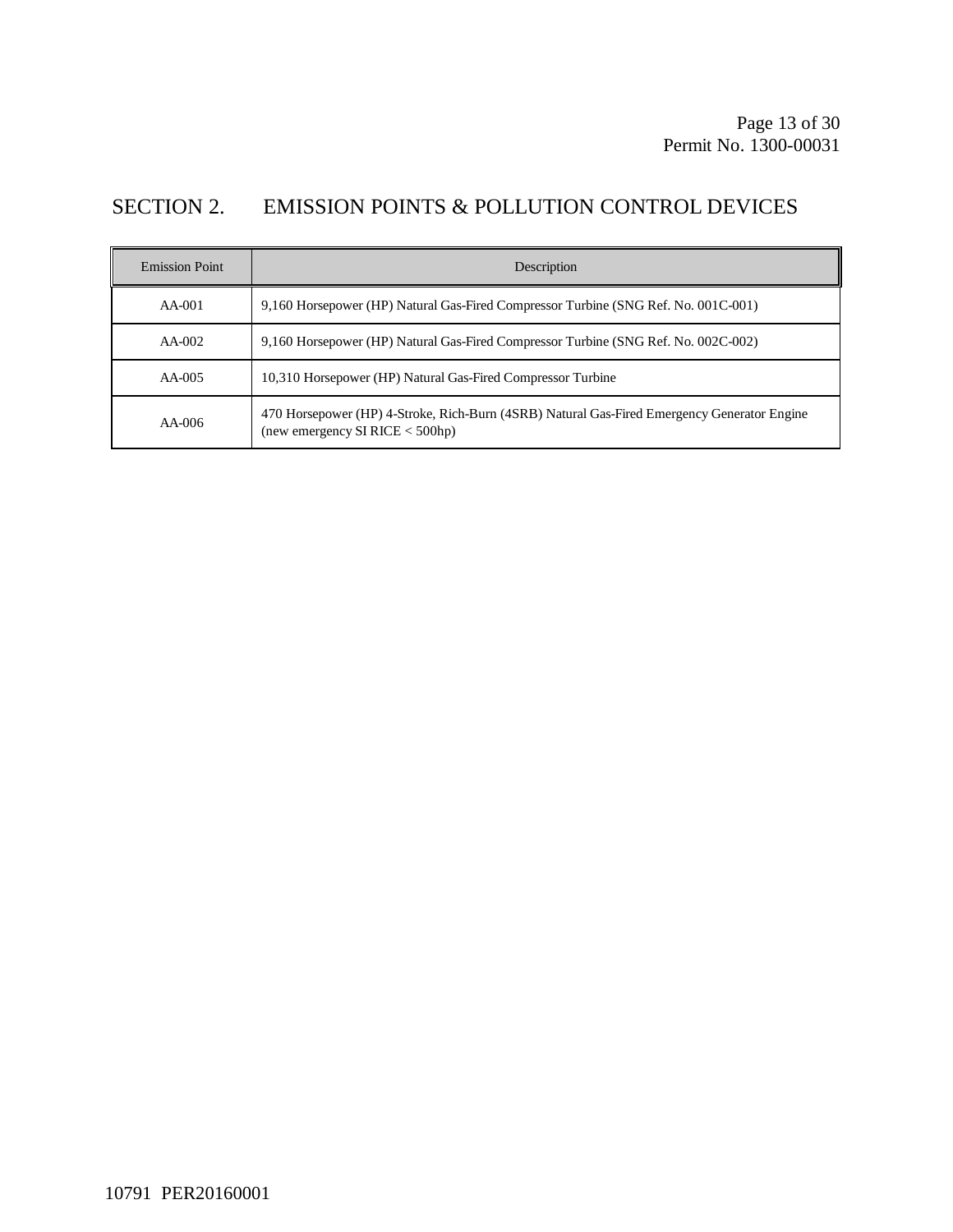## SECTION 2. EMISSION POINTS & POLLUTION CONTROL DEVICES

| Emission Point | Description |
|---|---|
| AA-001 | 9,160 Horsepower (HP) Natural Gas-Fired Compressor Turbine (SNG Ref. No. 001C-001) |
| AA-002 | 9,160 Horsepower (HP) Natural Gas-Fired Compressor Turbine (SNG Ref. No. 002C-002) |
| AA-005 | 10,310 Horsepower (HP) Natural Gas-Fired Compressor Turbine |
| AA-006 | 470 Horsepower (HP) 4-Stroke, Rich-Burn (4SRB) Natural Gas-Fired Emergency Generator Engine (new emergency SI RICE < 500hp) |

10791 PER20160001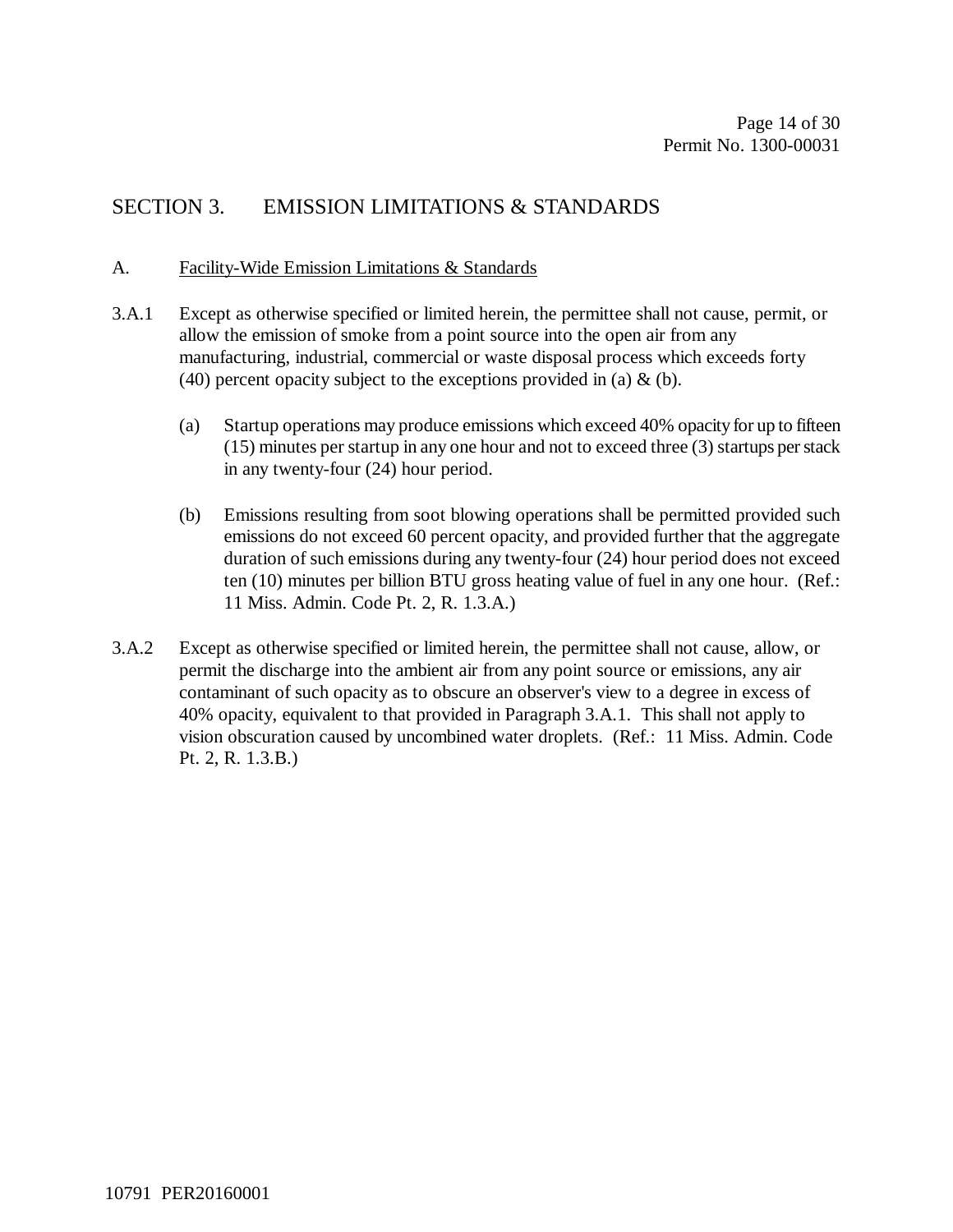## SECTION 3. EMISSION LIMITATIONS & STANDARDS

### A. Facility-Wide Emission Limitations & Standards

3.A.1 Except as otherwise specified or limited herein, the permittee shall not cause, permit, or allow the emission of smoke from a point source into the open air from any manufacturing, industrial, commercial or waste disposal process which exceeds forty (40) percent opacity subject to the exceptions provided in (a) & (b).

(a) Startup operations may produce emissions which exceed 40% opacity for up to fifteen (15) minutes per startup in any one hour and not to exceed three (3) startups per stack in any twenty-four (24) hour period.

(b) Emissions resulting from soot blowing operations shall be permitted provided such emissions do not exceed 60 percent opacity, and provided further that the aggregate duration of such emissions during any twenty-four (24) hour period does not exceed ten (10) minutes per billion BTU gross heating value of fuel in any one hour. (Ref.: 11 Miss. Admin. Code Pt. 2, R. 1.3.A.)

3.A.2 Except as otherwise specified or limited herein, the permittee shall not cause, allow, or permit the discharge into the ambient air from any point source or emissions, any air contaminant of such opacity as to obscure an observer's view to a degree in excess of 40% opacity, equivalent to that provided in Paragraph 3.A.1. This shall not apply to vision obscuration caused by uncombined water droplets. (Ref.: 11 Miss. Admin. Code Pt. 2, R. 1.3.B.)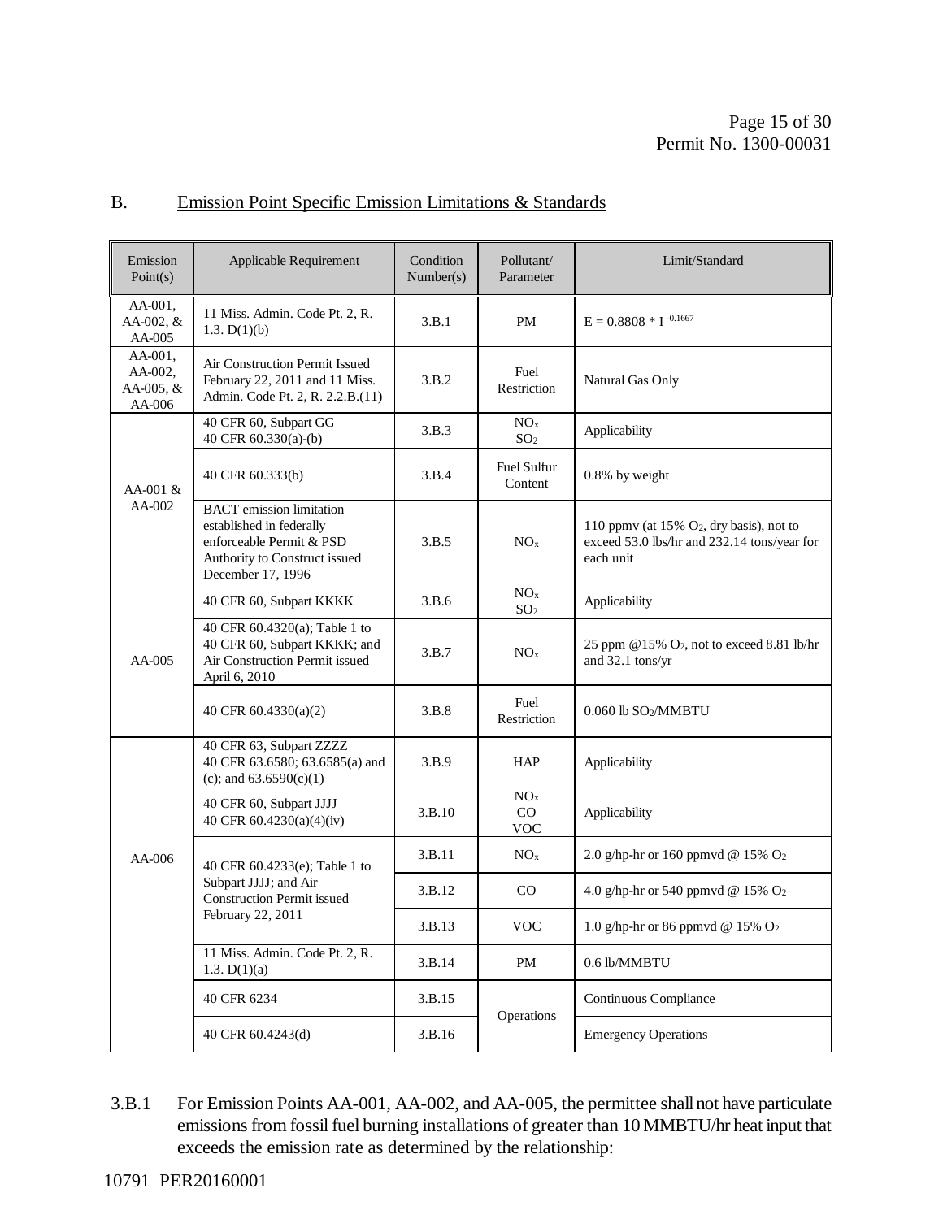## B. Emission Point Specific Emission Limitations & Standards

| Emission Point(s) | Applicable Requirement | Condition Number(s) | Pollutant/ Parameter | Limit/Standard |
|---|---|---|---|---|
| AA-001, AA-002, & AA-005 | 11 Miss. Admin. Code Pt. 2, R. 1.3. D(1)(b) | 3.B.1 | PM | $E = 0.8808 * I^{-0.1667}$ |
| AA-001, AA-002, AA-005, & AA-006 | Air Construction Permit Issued February 22, 2011 and 11 Miss. Admin. Code Pt. 2, R. 2.2.B.(11) | 3.B.2 | Fuel Restriction | Natural Gas Only |
| AA-001 & AA-002 | 40 CFR 60, Subpart GG<br>40 CFR 60.330(a)-(b) | 3.B.3 | $NO_x$<br>$SO_2$ | Applicability |
| | 40 CFR 60.333(b) | 3.B.4 | Fuel Sulfur Content | 0.8% by weight |
| | BACT emission limitation established in federally enforceable Permit & PSD Authority to Construct issued December 17, 1996 | 3.B.5 | $NO_x$ | 110 ppmv (at 15% $O_2$, dry basis), not to exceed 53.0 lbs/hr and 232.14 tons/year for each unit |
| AA-005 | 40 CFR 60, Subpart KKKK | 3.B.6 | $NO_x$<br>$SO_2$ | Applicability |
| | 40 CFR 60.4320(a); Table 1 to 40 CFR 60, Subpart KKKK; and Air Construction Permit issued April 6, 2010 | 3.B.7 | $NO_x$ | 25 ppm @15% $O_2$, not to exceed 8.81 lb/hr and 32.1 tons/yr |
| | 40 CFR 60.4330(a)(2) | 3.B.8 | Fuel Restriction | 0.060 lb $SO_2$/MMBTU |
| AA-006 | 40 CFR 63, Subpart ZZZZ<br>40 CFR 63.6580; 63.6585(a) and (c); and 63.6590(c)(1) | 3.B.9 | HAP | Applicability |
| | 40 CFR 60, Subpart JJJJ<br>40 CFR 60.4230(a)(4)(iv) | 3.B.10 | $NO_x$<br>CO<br>VOC | Applicability |
| | 40 CFR 60.4233(e); Table 1 to Subpart JJJJ; and Air Construction Permit issued February 22, 2011 | 3.B.11 | $NO_x$ | 2.0 g/hp-hr or 160 ppmvd @ 15% $O_2$ |
| | | 3.B.12 | CO | 4.0 g/hp-hr or 540 ppmvd @ 15% $O_2$ |
| | | 3.B.13 | VOC | 1.0 g/hp-hr or 86 ppmvd @ 15% $O_2$ |
| | 11 Miss. Admin. Code Pt. 2, R. 1.3. D(1)(a) | 3.B.14 | PM | 0.6 lb/MMBTU |
| | 40 CFR 6234 | 3.B.15 | Operations | Continuous Compliance |
| | 40 CFR 60.4243(d) | 3.B.16 | | Emergency Operations |

3.B.1 For Emission Points AA-001, AA-002, and AA-005, the permittee shall not have particulate emissions from fossil fuel burning installations of greater than 10 MMBTU/hr heat input that exceeds the emission rate as determined by the relationship:

10791 PER20160001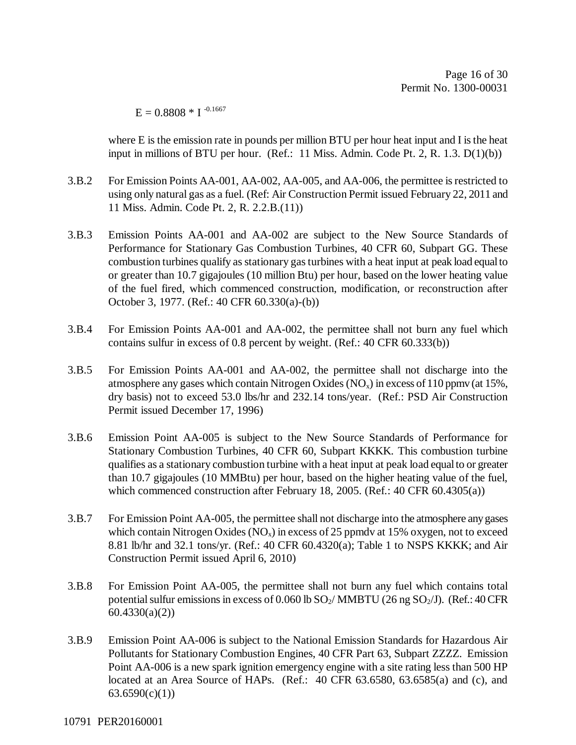$$E = 0.8808 * I^{-0.1667}$$

where E is the emission rate in pounds per million BTU per hour heat input and I is the heat input in millions of BTU per hour. (Ref.: 11 Miss. Admin. Code Pt. 2, R. 1.3. D(1)(b))

3.B.2 For Emission Points AA-001, AA-002, AA-005, and AA-006, the permittee is restricted to using only natural gas as a fuel. (Ref: Air Construction Permit issued February 22, 2011 and 11 Miss. Admin. Code Pt. 2, R. 2.2.B.(11))

3.B.3 Emission Points AA-001 and AA-002 are subject to the New Source Standards of Performance for Stationary Gas Combustion Turbines, 40 CFR 60, Subpart GG. These combustion turbines qualify as stationary gas turbines with a heat input at peak load equal to or greater than 10.7 gigajoules (10 million Btu) per hour, based on the lower heating value of the fuel fired, which commenced construction, modification, or reconstruction after October 3, 1977. (Ref.: 40 CFR 60.330(a)-(b))

3.B.4 For Emission Points AA-001 and AA-002, the permittee shall not burn any fuel which contains sulfur in excess of 0.8 percent by weight. (Ref.: 40 CFR 60.333(b))

3.B.5 For Emission Points AA-001 and AA-002, the permittee shall not discharge into the atmosphere any gases which contain Nitrogen Oxides ($NO_x$) in excess of 110 ppmv (at 15%, dry basis) not to exceed 53.0 lbs/hr and 232.14 tons/year. (Ref.: PSD Air Construction Permit issued December 17, 1996)

3.B.6 Emission Point AA-005 is subject to the New Source Standards of Performance for Stationary Combustion Turbines, 40 CFR 60, Subpart KKKK. This combustion turbine qualifies as a stationary combustion turbine with a heat input at peak load equal to or greater than 10.7 gigajoules (10 MMBtu) per hour, based on the higher heating value of the fuel, which commenced construction after February 18, 2005. (Ref.: 40 CFR 60.4305(a))

3.B.7 For Emission Point AA-005, the permittee shall not discharge into the atmosphere any gases which contain Nitrogen Oxides ($NO_x$) in excess of 25 ppmdv at 15% oxygen, not to exceed 8.81 lb/hr and 32.1 tons/yr. (Ref.: 40 CFR 60.4320(a); Table 1 to NSPS KKKK; and Air Construction Permit issued April 6, 2010)

3.B.8 For Emission Point AA-005, the permittee shall not burn any fuel which contains total potential sulfur emissions in excess of 0.060 lb $SO_2$/ MMBTU (26 ng $SO_2$/J). (Ref.: 40 CFR 60.4330(a)(2))

3.B.9 Emission Point AA-006 is subject to the National Emission Standards for Hazardous Air Pollutants for Stationary Combustion Engines, 40 CFR Part 63, Subpart ZZZZ. Emission Point AA-006 is a new spark ignition emergency engine with a site rating less than 500 HP located at an Area Source of HAPs. (Ref.: 40 CFR 63.6580, 63.6585(a) and (c), and 63.6590(c)(1))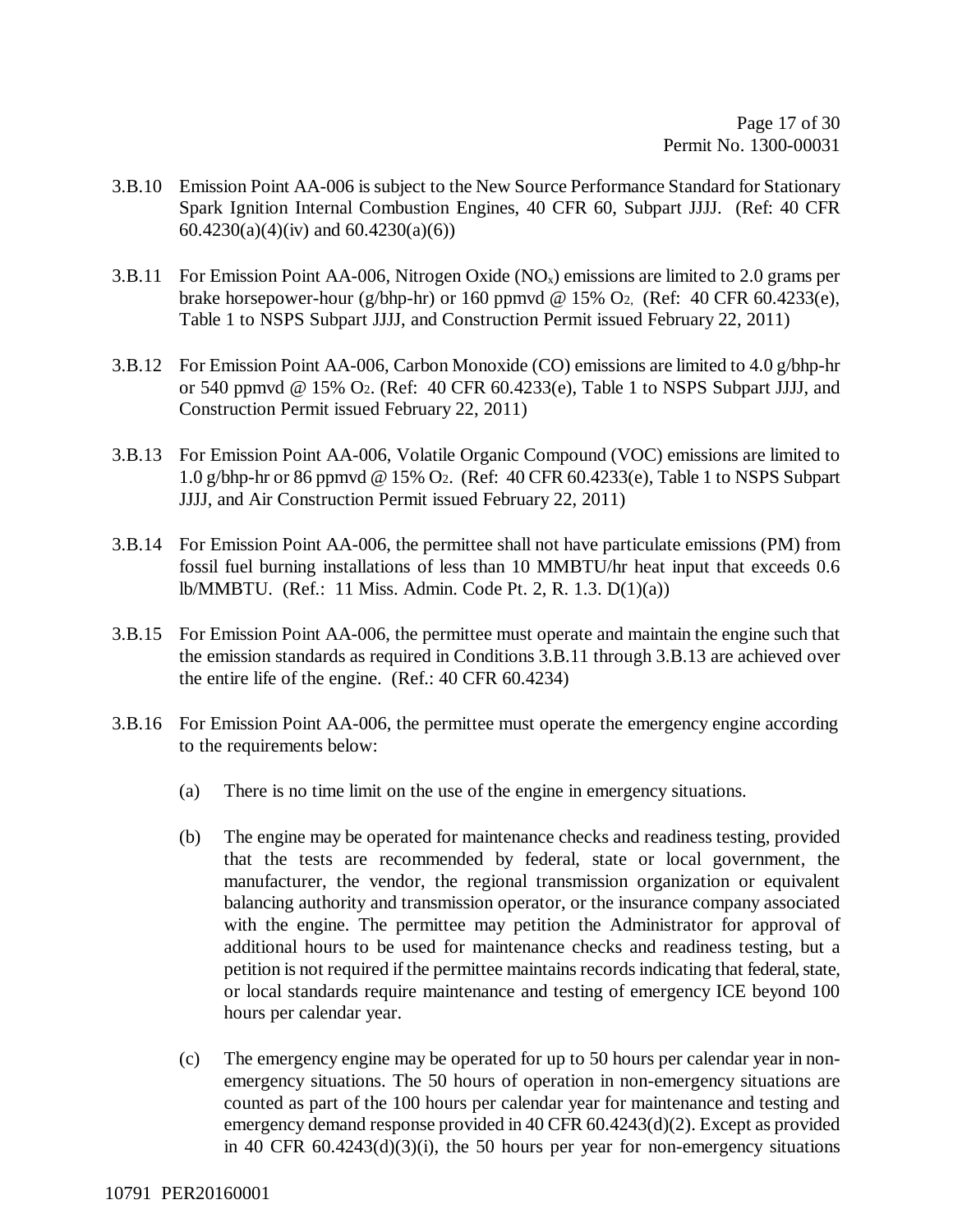3.B.10 Emission Point AA-006 is subject to the New Source Performance Standard for Stationary Spark Ignition Internal Combustion Engines, 40 CFR 60, Subpart JJJJ. (Ref: 40 CFR 60.4230(a)(4)(iv) and 60.4230(a)(6))

3.B.11 For Emission Point AA-006, Nitrogen Oxide ($NO_x$) emissions are limited to 2.0 grams per brake horsepower-hour (g/bhp-hr) or 160 ppmvd @ 15% $O_2$, (Ref: 40 CFR 60.4233(e), Table 1 to NSPS Subpart JJJJ, and Construction Permit issued February 22, 2011)

3.B.12 For Emission Point AA-006, Carbon Monoxide (CO) emissions are limited to 4.0 g/bhp-hr or 540 ppmvd @ 15% $O_2$. (Ref: 40 CFR 60.4233(e), Table 1 to NSPS Subpart JJJJ, and Construction Permit issued February 22, 2011)

3.B.13 For Emission Point AA-006, Volatile Organic Compound (VOC) emissions are limited to 1.0 g/bhp-hr or 86 ppmvd @ 15% $O_2$. (Ref: 40 CFR 60.4233(e), Table 1 to NSPS Subpart JJJJ, and Air Construction Permit issued February 22, 2011)

3.B.14 For Emission Point AA-006, the permittee shall not have particulate emissions (PM) from fossil fuel burning installations of less than 10 MMBTU/hr heat input that exceeds 0.6 lb/MMBTU. (Ref.: 11 Miss. Admin. Code Pt. 2, R. 1.3. D(1)(a))

3.B.15 For Emission Point AA-006, the permittee must operate and maintain the engine such that the emission standards as required in Conditions 3.B.11 through 3.B.13 are achieved over the entire life of the engine. (Ref.: 40 CFR 60.4234)

3.B.16 For Emission Point AA-006, the permittee must operate the emergency engine according to the requirements below:

(a) There is no time limit on the use of the engine in emergency situations.

(b) The engine may be operated for maintenance checks and readiness testing, provided that the tests are recommended by federal, state or local government, the manufacturer, the vendor, the regional transmission organization or equivalent balancing authority and transmission operator, or the insurance company associated with the engine. The permittee may petition the Administrator for approval of additional hours to be used for maintenance checks and readiness testing, but a petition is not required if the permittee maintains records indicating that federal, state, or local standards require maintenance and testing of emergency ICE beyond 100 hours per calendar year.

(c) The emergency engine may be operated for up to 50 hours per calendar year in non-emergency situations. The 50 hours of operation in non-emergency situations are counted as part of the 100 hours per calendar year for maintenance and testing and emergency demand response provided in 40 CFR 60.4243(d)(2). Except as provided in 40 CFR 60.4243(d)(3)(i), the 50 hours per year for non-emergency situations

10791 PER20160001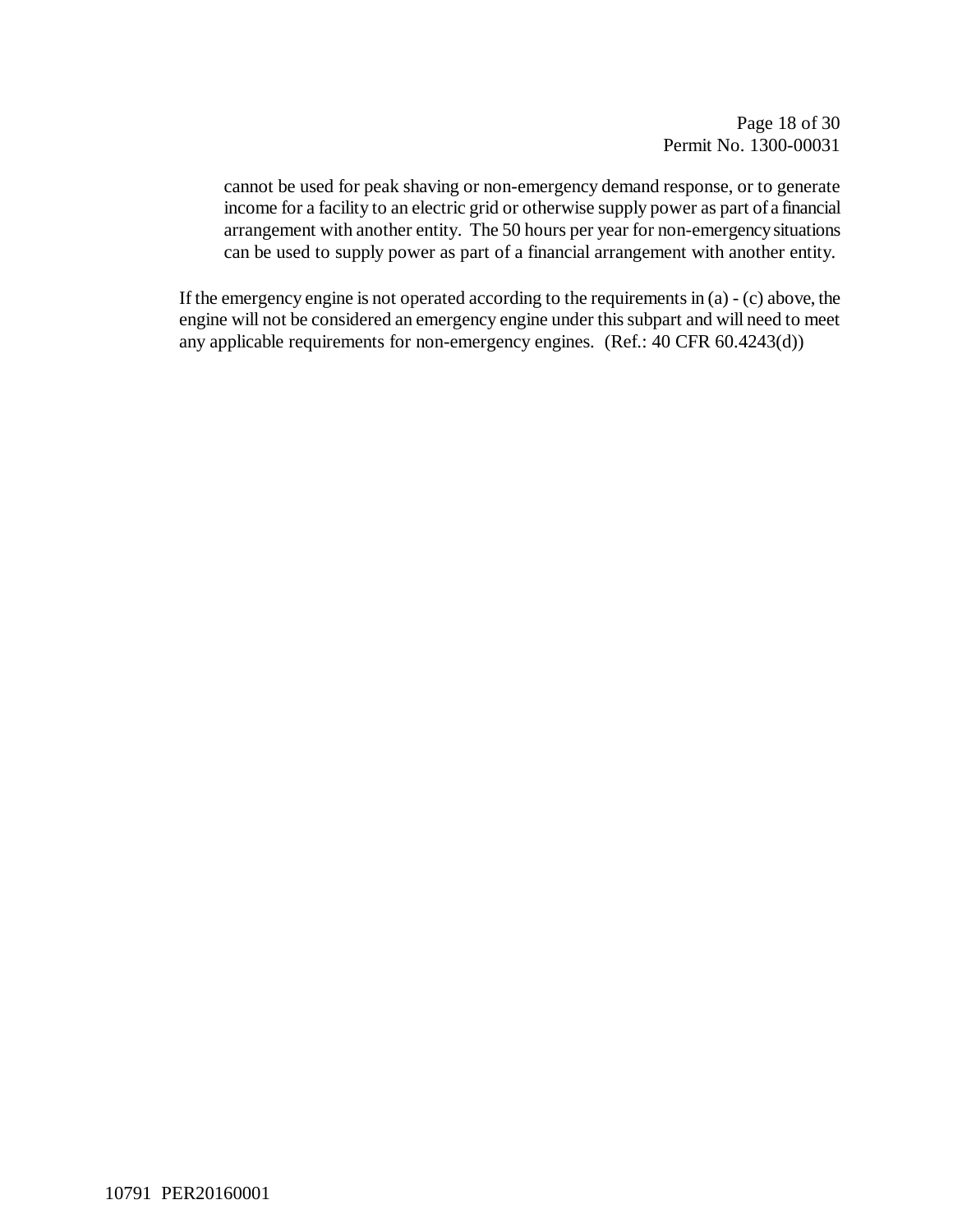cannot be used for peak shaving or non-emergency demand response, or to generate income for a facility to an electric grid or otherwise supply power as part of a financial arrangement with another entity. The 50 hours per year for non-emergency situations can be used to supply power as part of a financial arrangement with another entity.

If the emergency engine is not operated according to the requirements in (a) - (c) above, the engine will not be considered an emergency engine under this subpart and will need to meet any applicable requirements for non-emergency engines. (Ref.: 40 CFR 60.4243(d))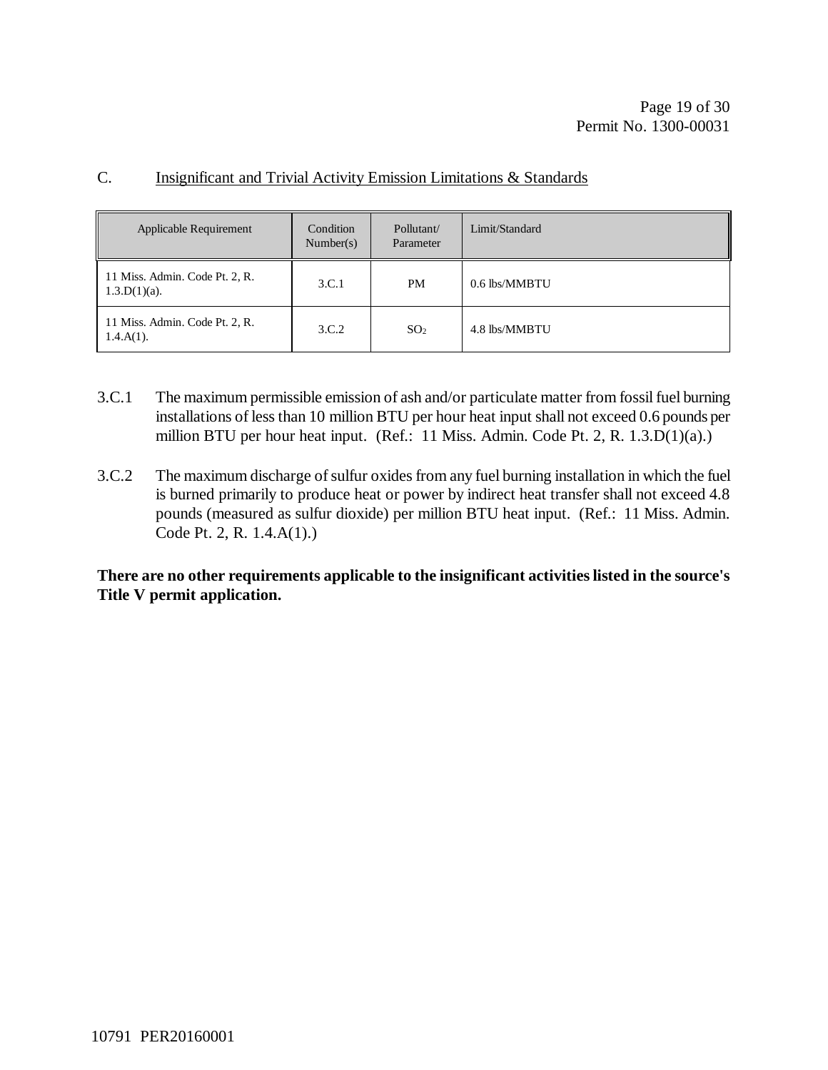## C. Insignificant and Trivial Activity Emission Limitations & Standards

| Applicable Requirement | Condition Number(s) | Pollutant/ Parameter | Limit/Standard |
|---|---|---|---|
| 11 Miss. Admin. Code Pt. 2, R. 1.3.D(1)(a). | 3.C.1 | PM | 0.6 lbs/MMBTU |
| 11 Miss. Admin. Code Pt. 2, R. 1.4.A(1). | 3.C.2 | $SO_2$ | 4.8 lbs/MMBTU |

3.C.1 The maximum permissible emission of ash and/or particulate matter from fossil fuel burning installations of less than 10 million BTU per hour heat input shall not exceed 0.6 pounds per million BTU per hour heat input. (Ref.: 11 Miss. Admin. Code Pt. 2, R. 1.3.D(1)(a).)

3.C.2 The maximum discharge of sulfur oxides from any fuel burning installation in which the fuel is burned primarily to produce heat or power by indirect heat transfer shall not exceed 4.8 pounds (measured as sulfur dioxide) per million BTU heat input. (Ref.: 11 Miss. Admin. Code Pt. 2, R. 1.4.A(1).)

**There are no other requirements applicable to the insignificant activities listed in the source's Title V permit application.**

10791 PER20160001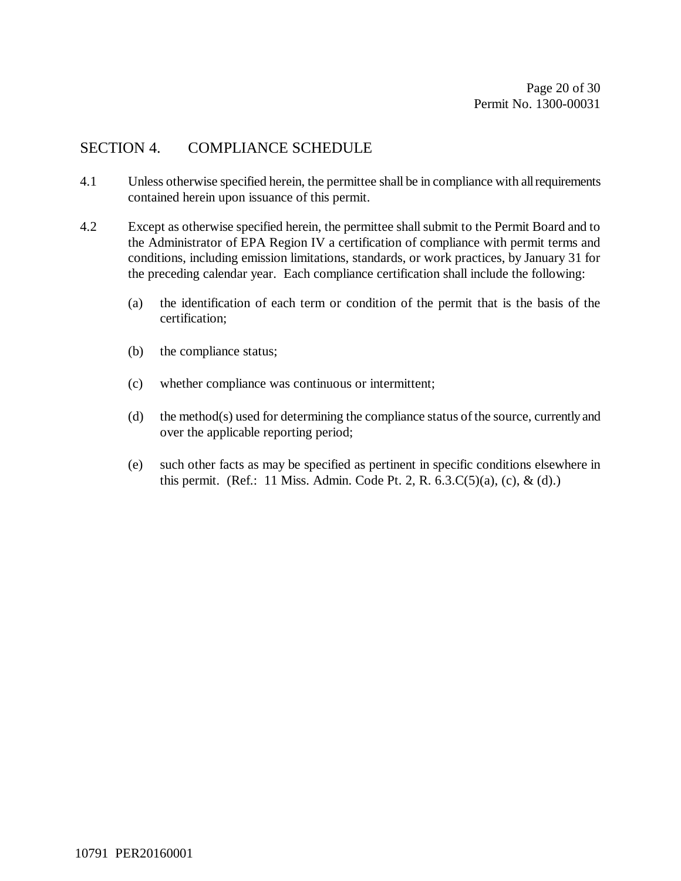## SECTION 4. COMPLIANCE SCHEDULE

4.1 Unless otherwise specified herein, the permittee shall be in compliance with all requirements contained herein upon issuance of this permit.

4.2 Except as otherwise specified herein, the permittee shall submit to the Permit Board and to the Administrator of EPA Region IV a certification of compliance with permit terms and conditions, including emission limitations, standards, or work practices, by January 31 for the preceding calendar year. Each compliance certification shall include the following:

(a) the identification of each term or condition of the permit that is the basis of the certification;

(b) the compliance status;

(c) whether compliance was continuous or intermittent;

(d) the method(s) used for determining the compliance status of the source, currently and over the applicable reporting period;

(e) such other facts as may be specified as pertinent in specific conditions elsewhere in this permit. (Ref.: 11 Miss. Admin. Code Pt. 2, R. 6.3.C(5)(a), (c), & (d).)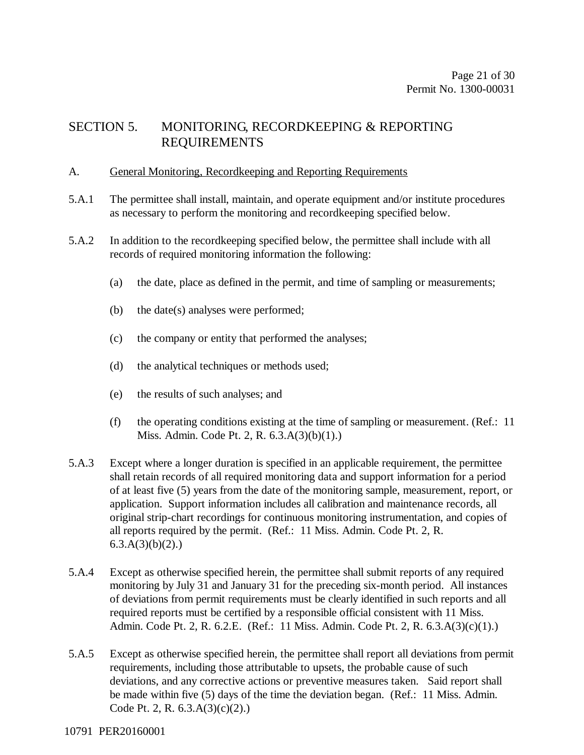# SECTION 5. MONITORING, RECORDKEEPING & REPORTING REQUIREMENTS

## A. General Monitoring, Recordkeeping and Reporting Requirements

5.A.1 The permittee shall install, maintain, and operate equipment and/or institute procedures as necessary to perform the monitoring and recordkeeping specified below.

5.A.2 In addition to the recordkeeping specified below, the permittee shall include with all records of required monitoring information the following:

(a) the date, place as defined in the permit, and time of sampling or measurements;

(b) the date(s) analyses were performed;

(c) the company or entity that performed the analyses;

(d) the analytical techniques or methods used;

(e) the results of such analyses; and

(f) the operating conditions existing at the time of sampling or measurement. (Ref.: 11 Miss. Admin. Code Pt. 2, R. 6.3.A(3)(b)(1).)

5.A.3 Except where a longer duration is specified in an applicable requirement, the permittee shall retain records of all required monitoring data and support information for a period of at least five (5) years from the date of the monitoring sample, measurement, report, or application. Support information includes all calibration and maintenance records, all original strip-chart recordings for continuous monitoring instrumentation, and copies of all reports required by the permit. (Ref.: 11 Miss. Admin. Code Pt. 2, R. 6.3.A(3)(b)(2).)

5.A.4 Except as otherwise specified herein, the permittee shall submit reports of any required monitoring by July 31 and January 31 for the preceding six-month period. All instances of deviations from permit requirements must be clearly identified in such reports and all required reports must be certified by a responsible official consistent with 11 Miss. Admin. Code Pt. 2, R. 6.2.E. (Ref.: 11 Miss. Admin. Code Pt. 2, R. 6.3.A(3)(c)(1).)

5.A.5 Except as otherwise specified herein, the permittee shall report all deviations from permit requirements, including those attributable to upsets, the probable cause of such deviations, and any corrective actions or preventive measures taken. Said report shall be made within five (5) days of the time the deviation began. (Ref.: 11 Miss. Admin. Code Pt. 2, R. 6.3.A(3)(c)(2).)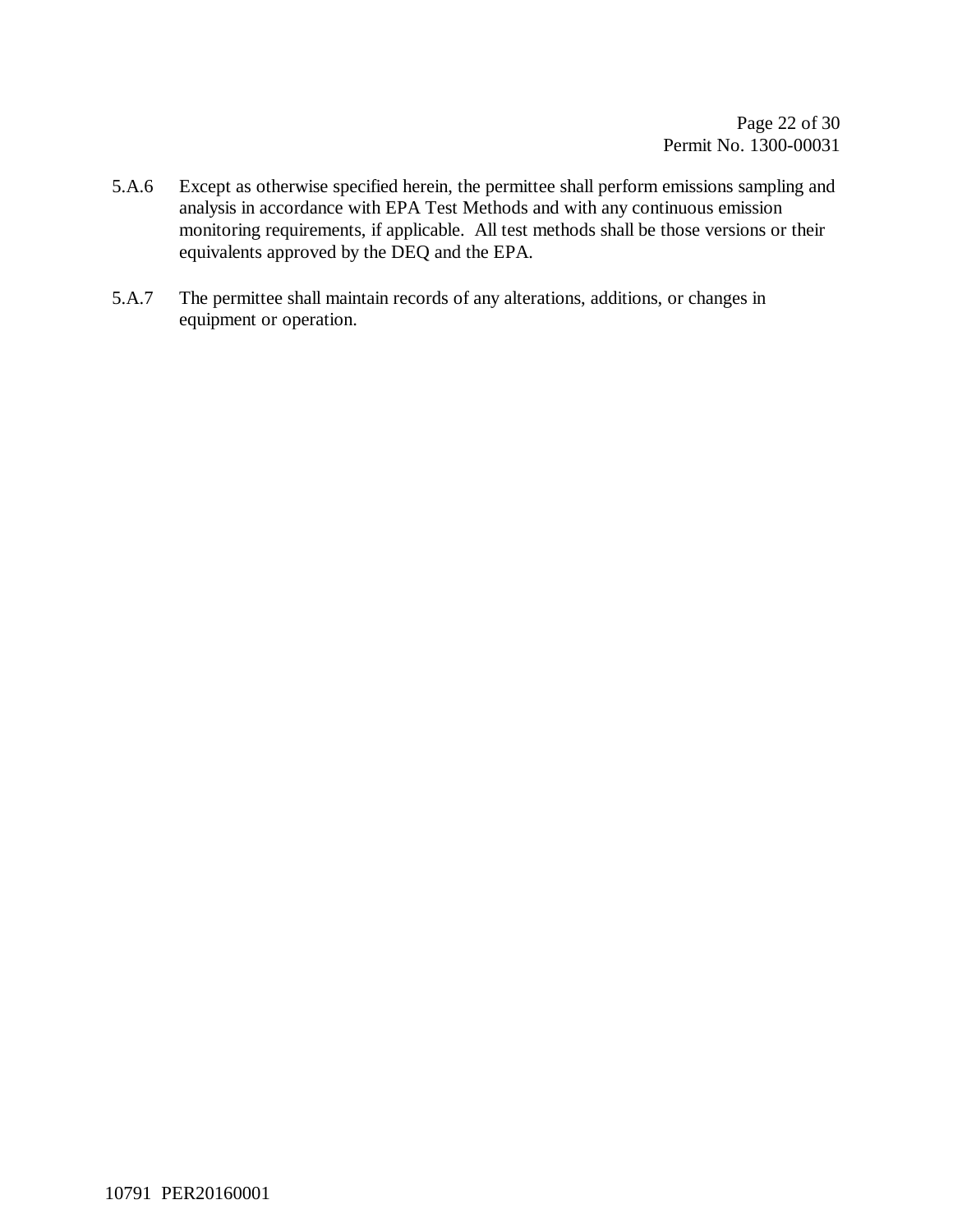5.A.6 Except as otherwise specified herein, the permittee shall perform emissions sampling and analysis in accordance with EPA Test Methods and with any continuous emission monitoring requirements, if applicable. All test methods shall be those versions or their equivalents approved by the DEQ and the EPA.

5.A.7 The permittee shall maintain records of any alterations, additions, or changes in equipment or operation.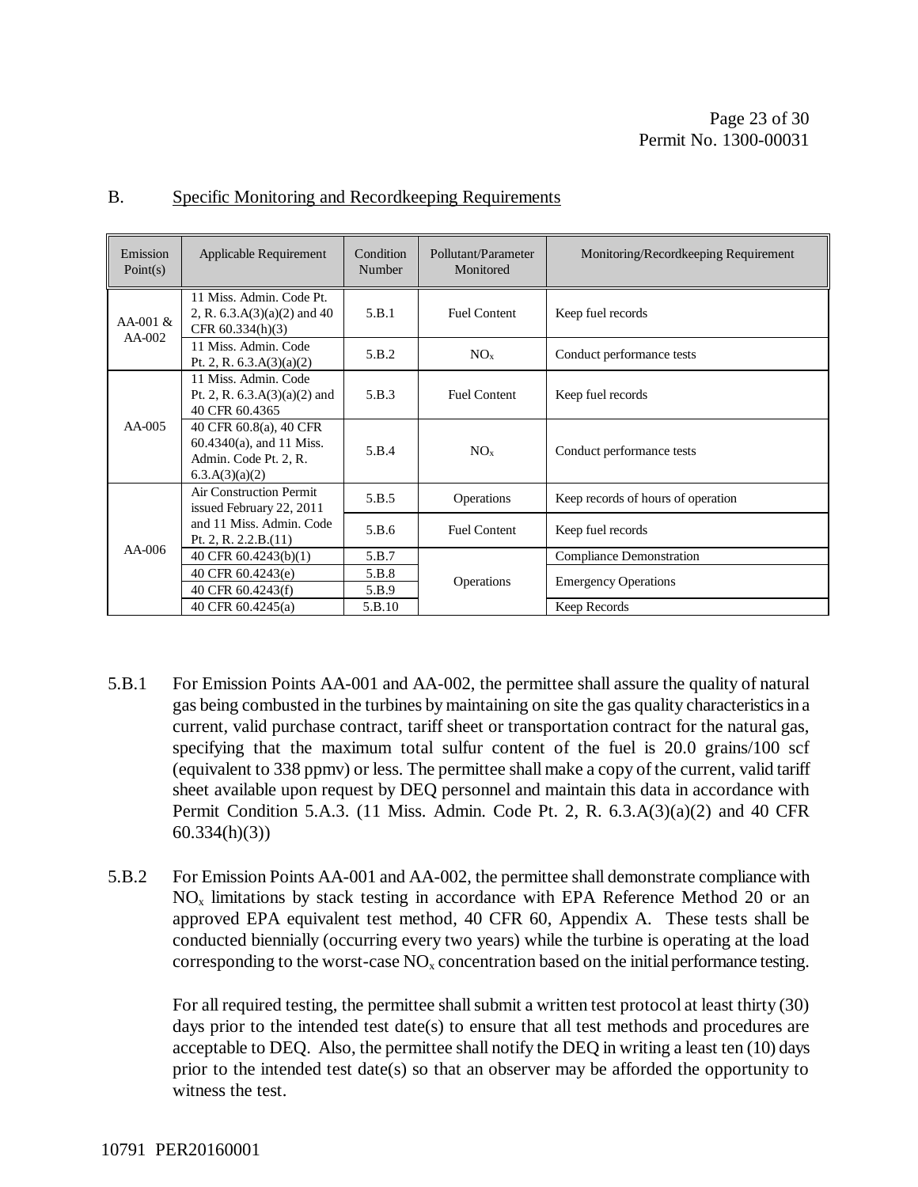B. Specific Monitoring and Recordkeeping Requirements

| Emission Point(s) | Applicable Requirement | Condition Number | Pollutant/Parameter Monitored | Monitoring/Recordkeeping Requirement |
|---|---|---|---|---|
| AA-001 & AA-002 | 11 Miss. Admin. Code Pt. 2, R. 6.3.A(3)(a)(2) and 40 CFR 60.334(h)(3) | 5.B.1 | Fuel Content | Keep fuel records |
| | 11 Miss. Admin. Code Pt. 2, R. 6.3.A(3)(a)(2) | 5.B.2 | $NO_x$ | Conduct performance tests |
| AA-005 | 11 Miss. Admin. Code Pt. 2, R. 6.3.A(3)(a)(2) and 40 CFR 60.4365 | 5.B.3 | Fuel Content | Keep fuel records |
| | 40 CFR 60.8(a), 40 CFR 60.4340(a), and 11 Miss. Admin. Code Pt. 2, R. 6.3.A(3)(a)(2) | 5.B.4 | $NO_x$ | Conduct performance tests |
| AA-006 | Air Construction Permit issued February 22, 2011 and 11 Miss. Admin. Code Pt. 2, R. 2.2.B.(11) | 5.B.5 | Operations | Keep records of hours of operation |
| | | 5.B.6 | Fuel Content | Keep fuel records |
| | 40 CFR 60.4243(b)(1) | 5.B.7 | Operations | Compliance Demonstration |
| | 40 CFR 60.4243(e) | 5.B.8 | | Emergency Operations |
| | 40 CFR 60.4243(f) | 5.B.9 | | |
| | 40 CFR 60.4245(a) | 5.B.10 | | Keep Records |

5.B.1 For Emission Points AA-001 and AA-002, the permittee shall assure the quality of natural gas being combusted in the turbines by maintaining on site the gas quality characteristics in a current, valid purchase contract, tariff sheet or transportation contract for the natural gas, specifying that the maximum total sulfur content of the fuel is 20.0 grains/100 scf (equivalent to 338 ppmv) or less. The permittee shall make a copy of the current, valid tariff sheet available upon request by DEQ personnel and maintain this data in accordance with Permit Condition 5.A.3. (11 Miss. Admin. Code Pt. 2, R. 6.3.A(3)(a)(2) and 40 CFR 60.334(h)(3))

5.B.2 For Emission Points AA-001 and AA-002, the permittee shall demonstrate compliance with $NO_x$ limitations by stack testing in accordance with EPA Reference Method 20 or an approved EPA equivalent test method, 40 CFR 60, Appendix A. These tests shall be conducted biennially (occurring every two years) while the turbine is operating at the load corresponding to the worst-case $NO_x$ concentration based on the initial performance testing.

For all required testing, the permittee shall submit a written test protocol at least thirty (30) days prior to the intended test date(s) to ensure that all test methods and procedures are acceptable to DEQ. Also, the permittee shall notify the DEQ in writing a least ten (10) days prior to the intended test date(s) so that an observer may be afforded the opportunity to witness the test.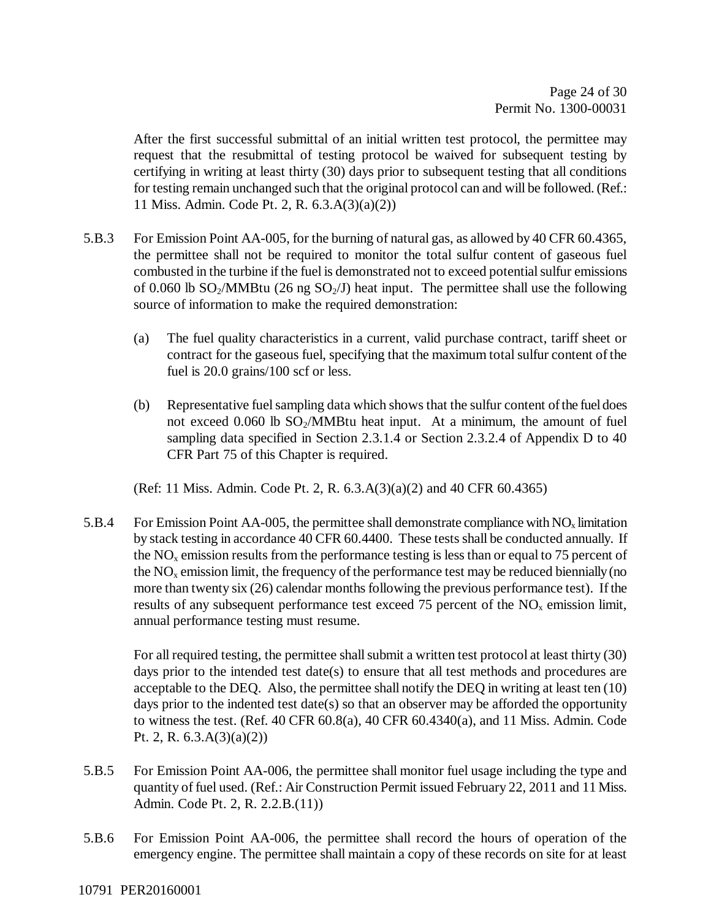After the first successful submittal of an initial written test protocol, the permittee may request that the resubmittal of testing protocol be waived for subsequent testing by certifying in writing at least thirty (30) days prior to subsequent testing that all conditions for testing remain unchanged such that the original protocol can and will be followed. (Ref.: 11 Miss. Admin. Code Pt. 2, R. 6.3.A(3)(a)(2))

5.B.3 For Emission Point AA-005, for the burning of natural gas, as allowed by 40 CFR 60.4365, the permittee shall not be required to monitor the total sulfur content of gaseous fuel combusted in the turbine if the fuel is demonstrated not to exceed potential sulfur emissions of 0.060 lb $SO_2$/MMBtu (26 ng $SO_2$/J) heat input. The permittee shall use the following source of information to make the required demonstration:

(a) The fuel quality characteristics in a current, valid purchase contract, tariff sheet or contract for the gaseous fuel, specifying that the maximum total sulfur content of the fuel is 20.0 grains/100 scf or less.

(b) Representative fuel sampling data which shows that the sulfur content of the fuel does not exceed 0.060 lb $SO_2$/MMBtu heat input. At a minimum, the amount of fuel sampling data specified in Section 2.3.1.4 or Section 2.3.2.4 of Appendix D to 40 CFR Part 75 of this Chapter is required.

(Ref: 11 Miss. Admin. Code Pt. 2, R. 6.3.A(3)(a)(2) and 40 CFR 60.4365)

5.B.4 For Emission Point AA-005, the permittee shall demonstrate compliance with $NO_x$ limitation by stack testing in accordance 40 CFR 60.4400. These tests shall be conducted annually. If the $NO_x$ emission results from the performance testing is less than or equal to 75 percent of the $NO_x$ emission limit, the frequency of the performance test may be reduced biennially (no more than twenty six (26) calendar months following the previous performance test). If the results of any subsequent performance test exceed 75 percent of the $NO_x$ emission limit, annual performance testing must resume.

For all required testing, the permittee shall submit a written test protocol at least thirty (30) days prior to the intended test date(s) to ensure that all test methods and procedures are acceptable to the DEQ. Also, the permittee shall notify the DEQ in writing at least ten (10) days prior to the indented test date(s) so that an observer may be afforded the opportunity to witness the test. (Ref. 40 CFR 60.8(a), 40 CFR 60.4340(a), and 11 Miss. Admin. Code Pt. 2, R. 6.3.A(3)(a)(2))

5.B.5 For Emission Point AA-006, the permittee shall monitor fuel usage including the type and quantity of fuel used. (Ref.: Air Construction Permit issued February 22, 2011 and 11 Miss. Admin. Code Pt. 2, R. 2.2.B.(11))

5.B.6 For Emission Point AA-006, the permittee shall record the hours of operation of the emergency engine. The permittee shall maintain a copy of these records on site for at least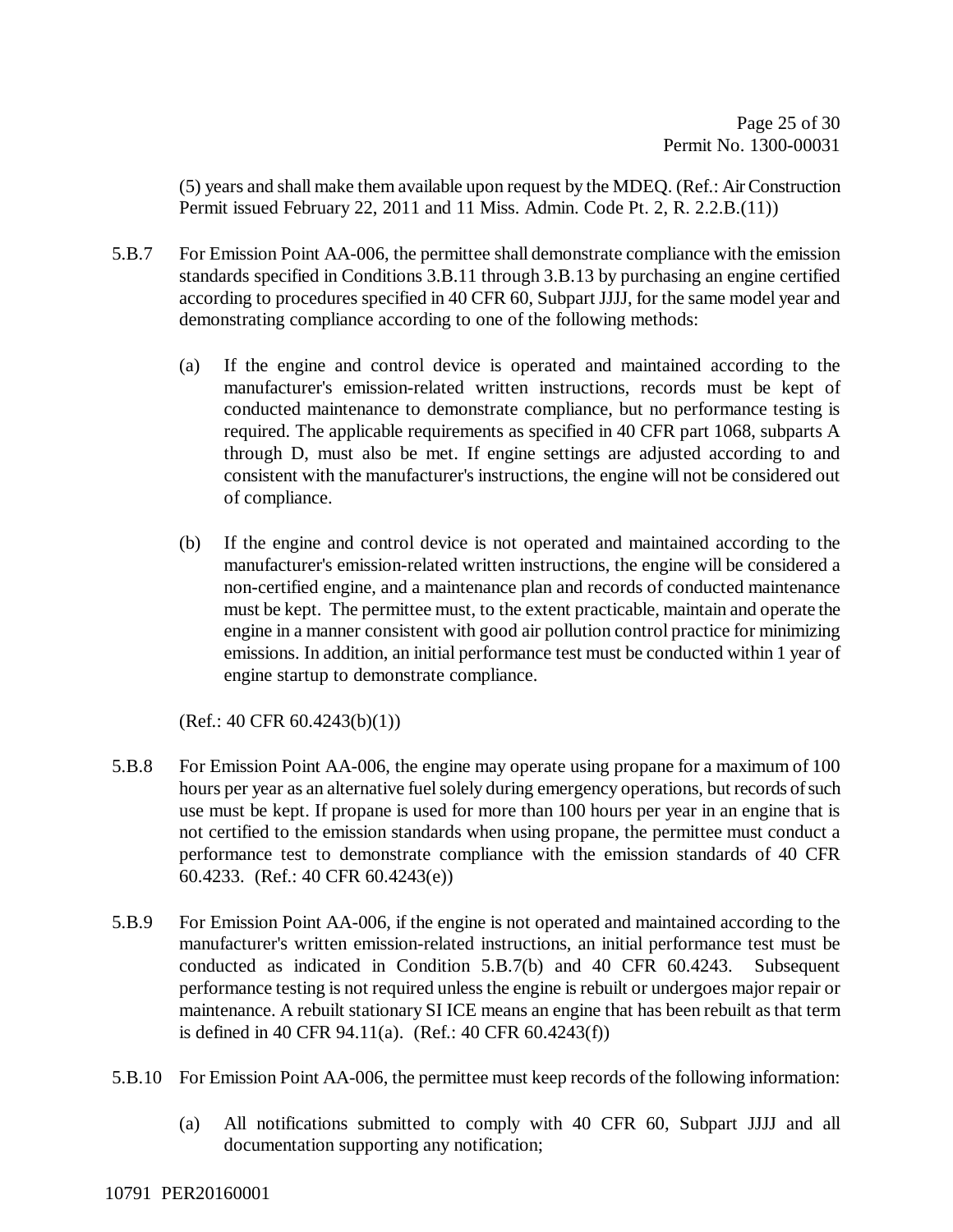(5) years and shall make them available upon request by the MDEQ. (Ref.: Air Construction Permit issued February 22, 2011 and 11 Miss. Admin. Code Pt. 2, R. 2.2.B.(11))

5.B.7 For Emission Point AA-006, the permittee shall demonstrate compliance with the emission standards specified in Conditions 3.B.11 through 3.B.13 by purchasing an engine certified according to procedures specified in 40 CFR 60, Subpart JJJJ, for the same model year and demonstrating compliance according to one of the following methods:

(a) If the engine and control device is operated and maintained according to the manufacturer's emission-related written instructions, records must be kept of conducted maintenance to demonstrate compliance, but no performance testing is required. The applicable requirements as specified in 40 CFR part 1068, subparts A through D, must also be met. If engine settings are adjusted according to and consistent with the manufacturer's instructions, the engine will not be considered out of compliance.

(b) If the engine and control device is not operated and maintained according to the manufacturer's emission-related written instructions, the engine will be considered a non-certified engine, and a maintenance plan and records of conducted maintenance must be kept. The permittee must, to the extent practicable, maintain and operate the engine in a manner consistent with good air pollution control practice for minimizing emissions. In addition, an initial performance test must be conducted within 1 year of engine startup to demonstrate compliance.

(Ref.: 40 CFR 60.4243(b)(1))

5.B.8 For Emission Point AA-006, the engine may operate using propane for a maximum of 100 hours per year as an alternative fuel solely during emergency operations, but records of such use must be kept. If propane is used for more than 100 hours per year in an engine that is not certified to the emission standards when using propane, the permittee must conduct a performance test to demonstrate compliance with the emission standards of 40 CFR 60.4233. (Ref.: 40 CFR 60.4243(e))

5.B.9 For Emission Point AA-006, if the engine is not operated and maintained according to the manufacturer's written emission-related instructions, an initial performance test must be conducted as indicated in Condition 5.B.7(b) and 40 CFR 60.4243. Subsequent performance testing is not required unless the engine is rebuilt or undergoes major repair or maintenance. A rebuilt stationary SI ICE means an engine that has been rebuilt as that term is defined in 40 CFR 94.11(a). (Ref.: 40 CFR 60.4243(f))

5.B.10 For Emission Point AA-006, the permittee must keep records of the following information:

(a) All notifications submitted to comply with 40 CFR 60, Subpart JJJJ and all documentation supporting any notification;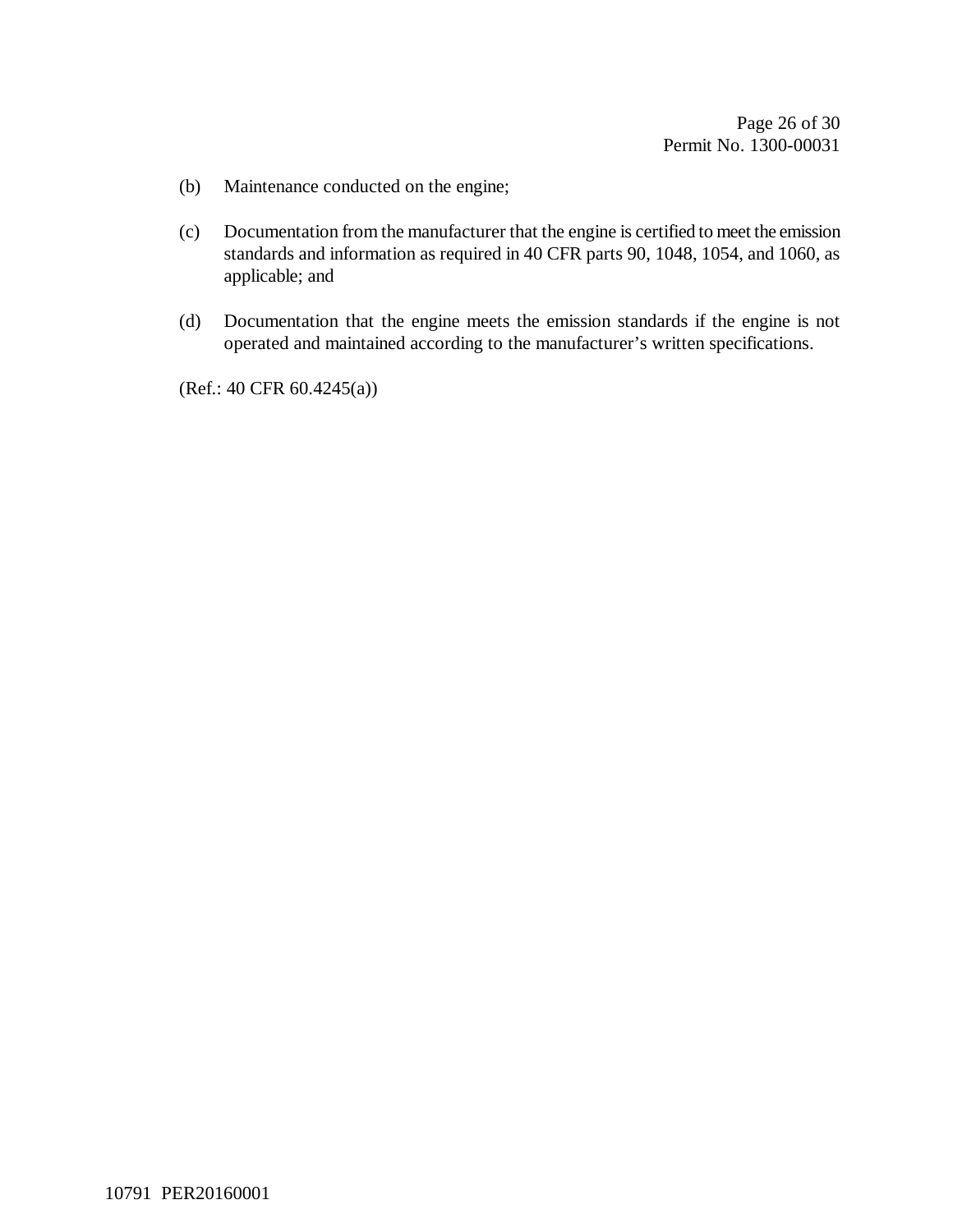(b) Maintenance conducted on the engine;

(c) Documentation from the manufacturer that the engine is certified to meet the emission standards and information as required in 40 CFR parts 90, 1048, 1054, and 1060, as applicable; and

(d) Documentation that the engine meets the emission standards if the engine is not operated and maintained according to the manufacturer's written specifications.

(Ref.: 40 CFR 60.4245(a))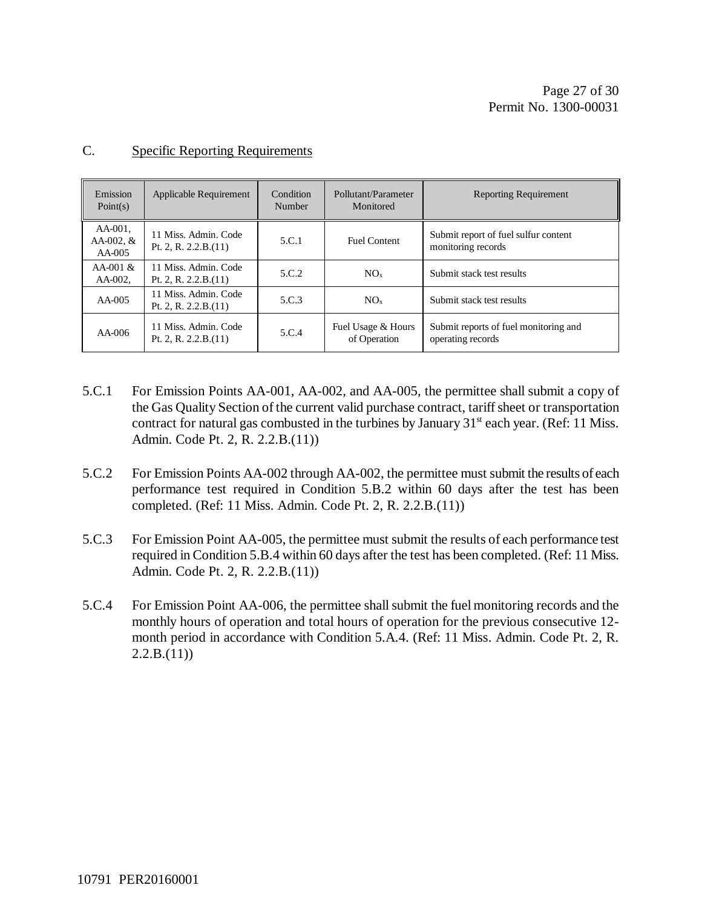## C. Specific Reporting Requirements

| Emission Point(s) | Applicable Requirement | Condition Number | Pollutant/Parameter Monitored | Reporting Requirement |
|---|---|---|---|---|
| AA-001, AA-002, & AA-005 | 11 Miss. Admin. Code Pt. 2, R. 2.2.B.(11) | 5.C.1 | Fuel Content | Submit report of fuel sulfur content monitoring records |
| AA-001 & AA-002, | 11 Miss. Admin. Code Pt. 2, R. 2.2.B.(11) | 5.C.2 | $NO_x$ | Submit stack test results |
| AA-005 | 11 Miss. Admin. Code Pt. 2, R. 2.2.B.(11) | 5.C.3 | $NO_x$ | Submit stack test results |
| AA-006 | 11 Miss. Admin. Code Pt. 2, R. 2.2.B.(11) | 5.C.4 | Fuel Usage & Hours of Operation | Submit reports of fuel monitoring and operating records |

5.C.1 For Emission Points AA-001, AA-002, and AA-005, the permittee shall submit a copy of the Gas Quality Section of the current valid purchase contract, tariff sheet or transportation contract for natural gas combusted in the turbines by January 31st each year. (Ref: 11 Miss. Admin. Code Pt. 2, R. 2.2.B.(11))

5.C.2 For Emission Points AA-002 through AA-002, the permittee must submit the results of each performance test required in Condition 5.B.2 within 60 days after the test has been completed. (Ref: 11 Miss. Admin. Code Pt. 2, R. 2.2.B.(11))

5.C.3 For Emission Point AA-005, the permittee must submit the results of each performance test required in Condition 5.B.4 within 60 days after the test has been completed. (Ref: 11 Miss. Admin. Code Pt. 2, R. 2.2.B.(11))

5.C.4 For Emission Point AA-006, the permittee shall submit the fuel monitoring records and the monthly hours of operation and total hours of operation for the previous consecutive 12-month period in accordance with Condition 5.A.4. (Ref: 11 Miss. Admin. Code Pt. 2, R. 2.2.B.(11))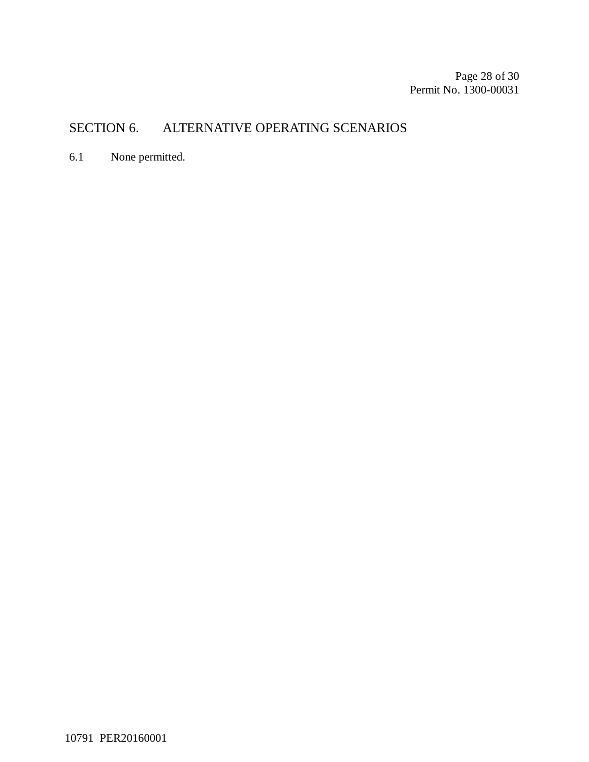## SECTION 6. ALTERNATIVE OPERATING SCENARIOS

6.1 None permitted.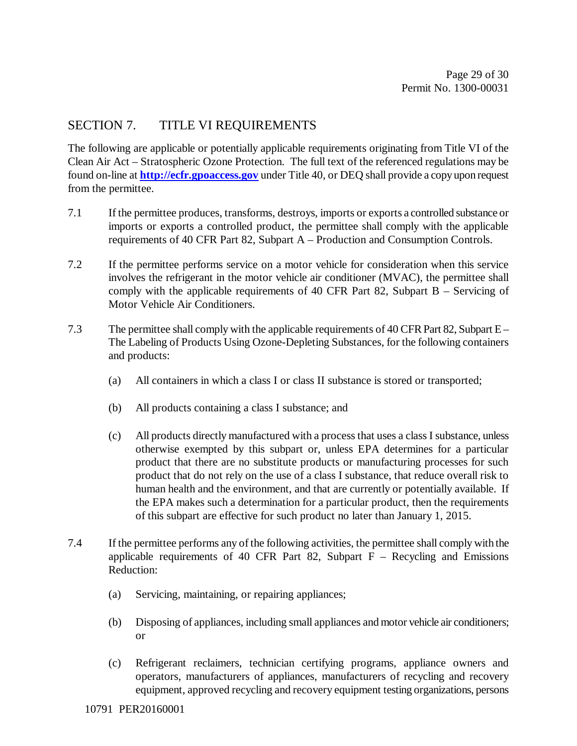## SECTION 7. TITLE VI REQUIREMENTS

The following are applicable or potentially applicable requirements originating from Title VI of the Clean Air Act – Stratospheric Ozone Protection. The full text of the referenced regulations may be found on-line at **http://ecfr.gpoaccess.gov** under Title 40, or DEQ shall provide a copy upon request from the permittee.

7.1 If the permittee produces, transforms, destroys, imports or exports a controlled substance or imports or exports a controlled product, the permittee shall comply with the applicable requirements of 40 CFR Part 82, Subpart A – Production and Consumption Controls.

7.2 If the permittee performs service on a motor vehicle for consideration when this service involves the refrigerant in the motor vehicle air conditioner (MVAC), the permittee shall comply with the applicable requirements of 40 CFR Part 82, Subpart B – Servicing of Motor Vehicle Air Conditioners.

7.3 The permittee shall comply with the applicable requirements of 40 CFR Part 82, Subpart E – The Labeling of Products Using Ozone-Depleting Substances, for the following containers and products:

(a) All containers in which a class I or class II substance is stored or transported;

(b) All products containing a class I substance; and

(c) All products directly manufactured with a process that uses a class I substance, unless otherwise exempted by this subpart or, unless EPA determines for a particular product that there are no substitute products or manufacturing processes for such product that do not rely on the use of a class I substance, that reduce overall risk to human health and the environment, and that are currently or potentially available. If the EPA makes such a determination for a particular product, then the requirements of this subpart are effective for such product no later than January 1, 2015.

7.4 If the permittee performs any of the following activities, the permittee shall comply with the applicable requirements of 40 CFR Part 82, Subpart F – Recycling and Emissions Reduction:

(a) Servicing, maintaining, or repairing appliances;

(b) Disposing of appliances, including small appliances and motor vehicle air conditioners; or

(c) Refrigerant reclaimers, technician certifying programs, appliance owners and operators, manufacturers of appliances, manufacturers of recycling and recovery equipment, approved recycling and recovery equipment testing organizations, persons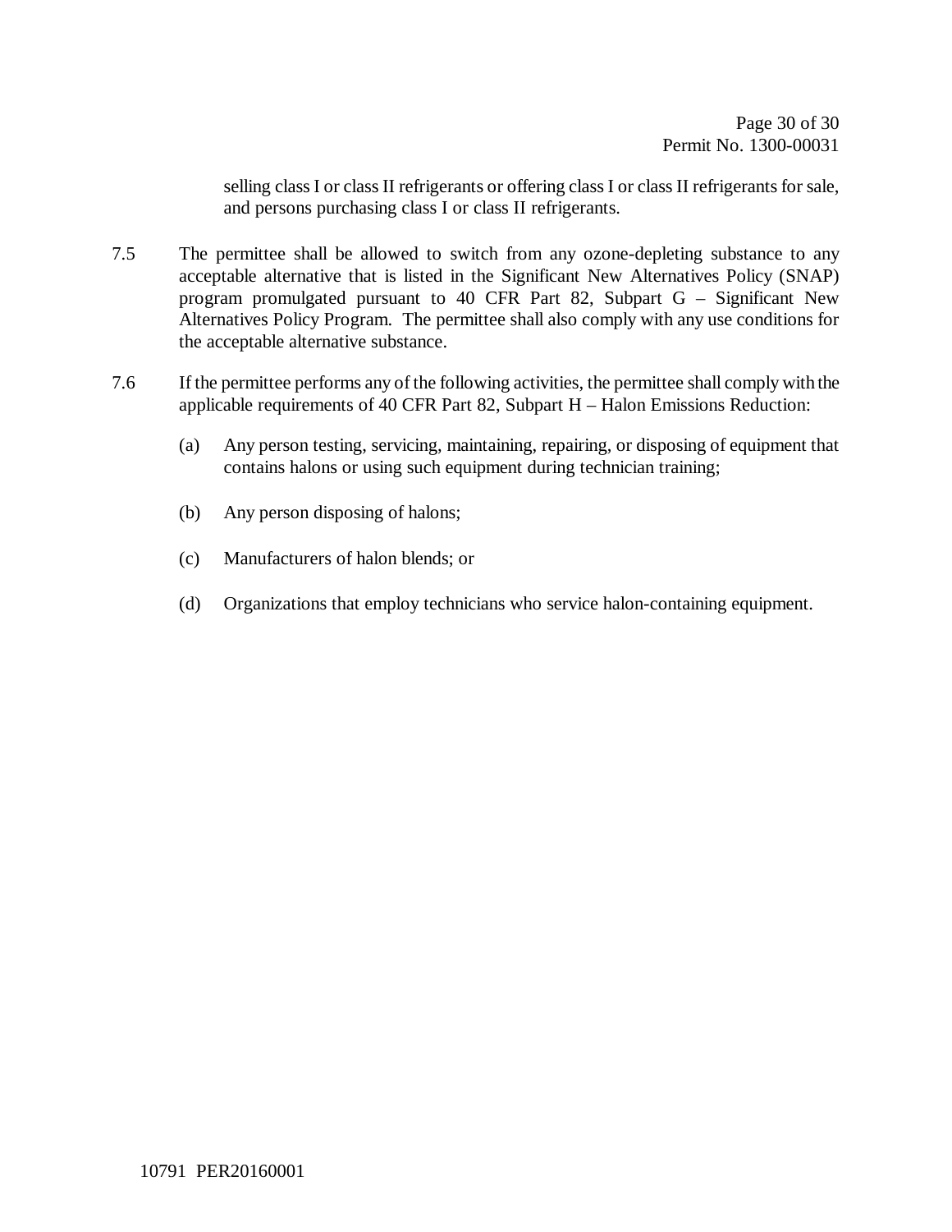selling class I or class II refrigerants or offering class I or class II refrigerants for sale, and persons purchasing class I or class II refrigerants.

7.5 The permittee shall be allowed to switch from any ozone-depleting substance to any acceptable alternative that is listed in the Significant New Alternatives Policy (SNAP) program promulgated pursuant to 40 CFR Part 82, Subpart G – Significant New Alternatives Policy Program. The permittee shall also comply with any use conditions for the acceptable alternative substance.

7.6 If the permittee performs any of the following activities, the permittee shall comply with the applicable requirements of 40 CFR Part 82, Subpart H – Halon Emissions Reduction:

(a) Any person testing, servicing, maintaining, repairing, or disposing of equipment that contains halons or using such equipment during technician training;

(b) Any person disposing of halons;

(c) Manufacturers of halon blends; or

(d) Organizations that employ technicians who service halon-containing equipment.

10791 PER20160001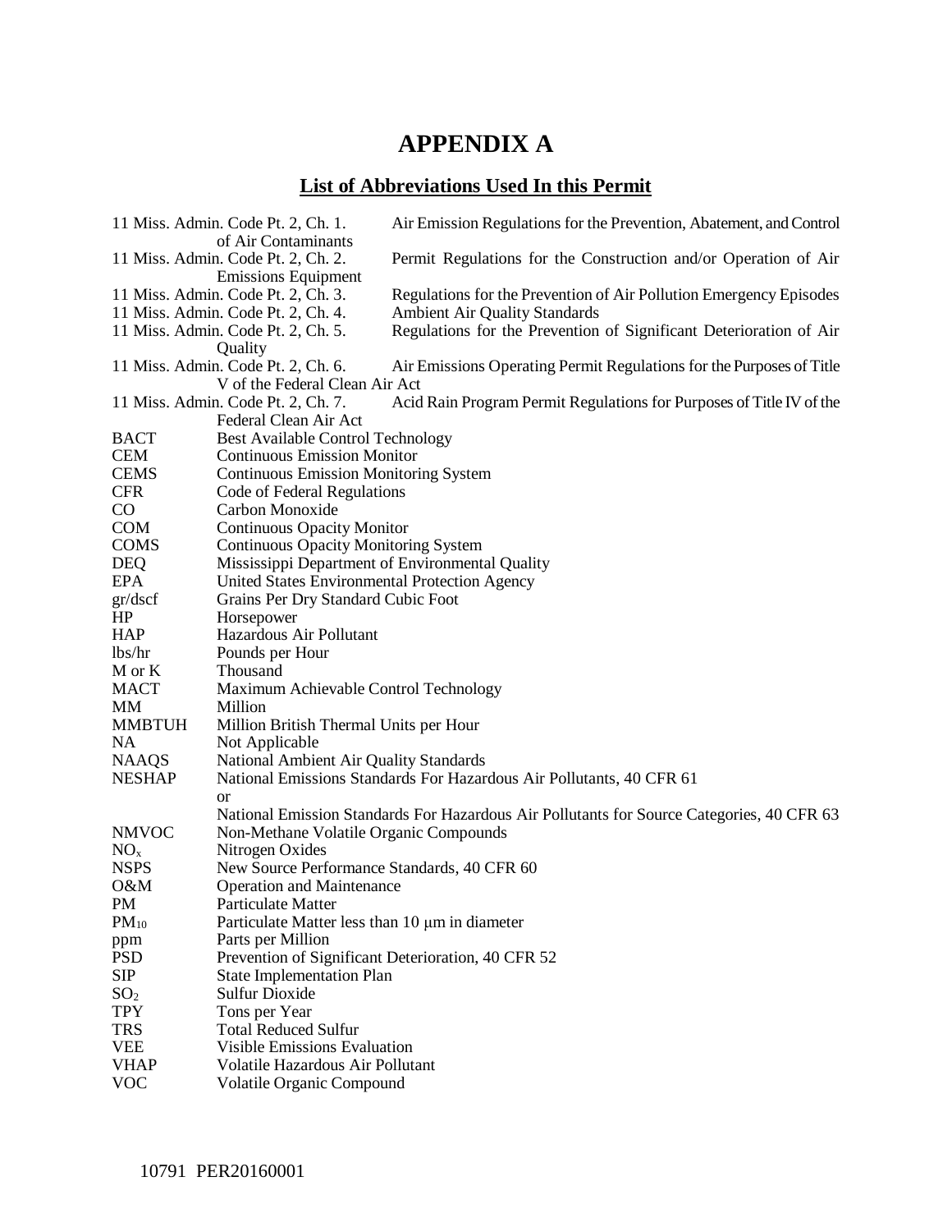# APPENDIX A

## List of Abbreviations Used In this Permit

| | |
|---|---|
| 11 Miss. Admin. Code Pt. 2, Ch. 1. | Air Emission Regulations for the Prevention, Abatement, and Control of Air Contaminants |
| 11 Miss. Admin. Code Pt. 2, Ch. 2. | Permit Regulations for the Construction and/or Operation of Air Emissions Equipment |
| 11 Miss. Admin. Code Pt. 2, Ch. 3. | Regulations for the Prevention of Air Pollution Emergency Episodes |
| 11 Miss. Admin. Code Pt. 2, Ch. 4. | Ambient Air Quality Standards |
| 11 Miss. Admin. Code Pt. 2, Ch. 5. | Regulations for the Prevention of Significant Deterioration of Air Quality |
| 11 Miss. Admin. Code Pt. 2, Ch. 6. | Air Emissions Operating Permit Regulations for the Purposes of Title V of the Federal Clean Air Act |
| 11 Miss. Admin. Code Pt. 2, Ch. 7. | Acid Rain Program Permit Regulations for Purposes of Title IV of the Federal Clean Air Act |
| BACT | Best Available Control Technology |
| CEM | Continuous Emission Monitor |
| CEMS | Continuous Emission Monitoring System |
| CFR | Code of Federal Regulations |
| CO | Carbon Monoxide |
| COM | Continuous Opacity Monitor |
| COMS | Continuous Opacity Monitoring System |
| DEQ | Mississippi Department of Environmental Quality |
| EPA | United States Environmental Protection Agency |
| gr/dscf | Grains Per Dry Standard Cubic Foot |
| HP | Horsepower |
| HAP | Hazardous Air Pollutant |
| lbs/hr | Pounds per Hour |
| M or K | Thousand |
| MACT | Maximum Achievable Control Technology |
| MM | Million |
| MMBTUH | Million British Thermal Units per Hour |
| NA | Not Applicable |
| NAAQS | National Ambient Air Quality Standards |
| NESHAP | National Emissions Standards For Hazardous Air Pollutants, 40 CFR 61 or National Emission Standards For Hazardous Air Pollutants for Source Categories, 40 CFR 63 |
| NMVOC | Non-Methane Volatile Organic Compounds |
| $NO_x$ | Nitrogen Oxides |
| NSPS | New Source Performance Standards, 40 CFR 60 |
| O&M | Operation and Maintenance |
| PM | Particulate Matter |
| $PM_{10}$ | Particulate Matter less than 10 $\mu$m in diameter |
| ppm | Parts per Million |
| PSD | Prevention of Significant Deterioration, 40 CFR 52 |
| SIP | State Implementation Plan |
| $SO_2$ | Sulfur Dioxide |
| TPY | Tons per Year |
| TRS | Total Reduced Sulfur |
| VEE | Visible Emissions Evaluation |
| VHAP | Volatile Hazardous Air Pollutant |
| VOC | Volatile Organic Compound |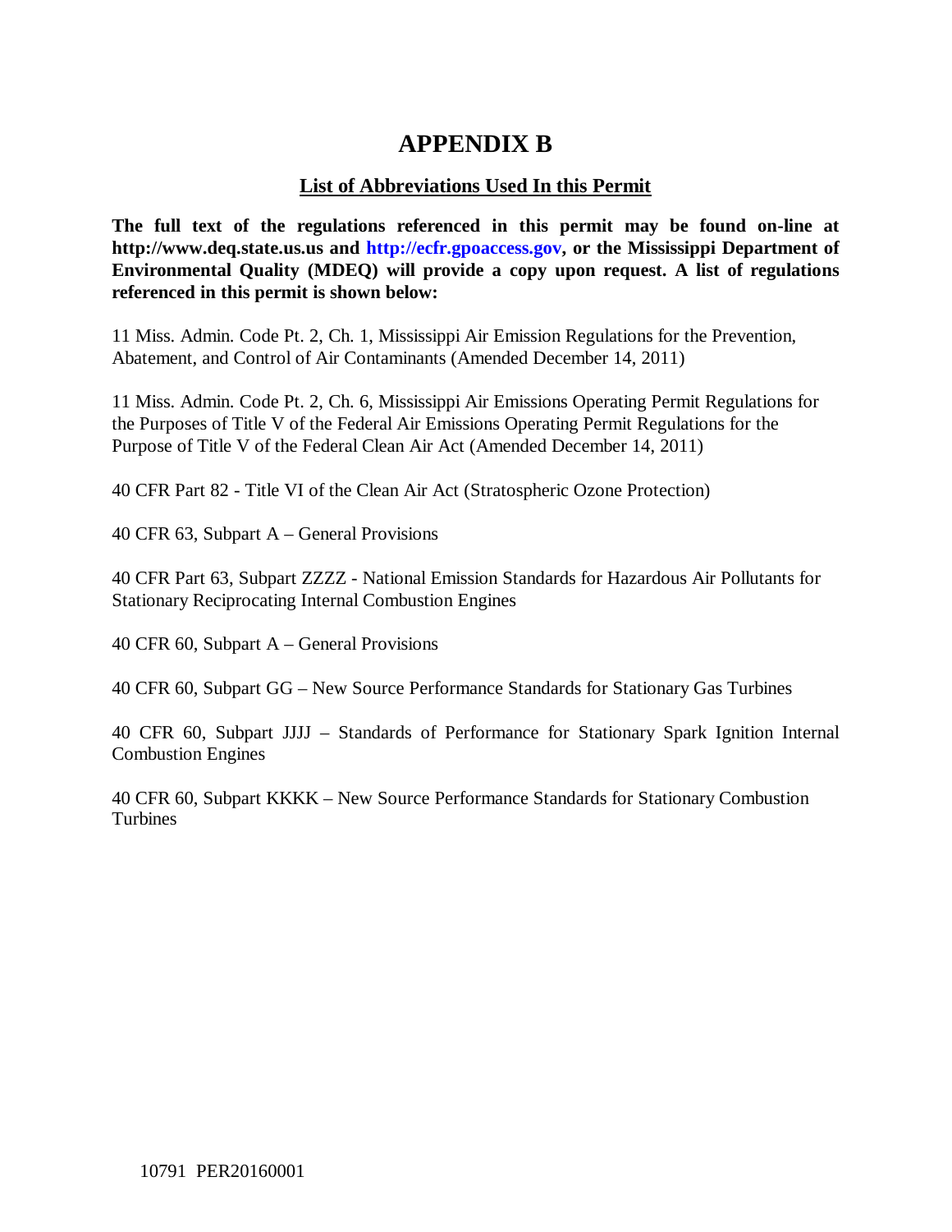# APPENDIX B

## List of Abbreviations Used In this Permit

**The full text of the regulations referenced in this permit may be found on-line at http://www.deq.state.us.us and http://ecfr.gpoaccess.gov, or the Mississippi Department of Environmental Quality (MDEQ) will provide a copy upon request. A list of regulations referenced in this permit is shown below:**

11 Miss. Admin. Code Pt. 2, Ch. 1, Mississippi Air Emission Regulations for the Prevention, Abatement, and Control of Air Contaminants (Amended December 14, 2011)

11 Miss. Admin. Code Pt. 2, Ch. 6, Mississippi Air Emissions Operating Permit Regulations for the Purposes of Title V of the Federal Air Emissions Operating Permit Regulations for the Purpose of Title V of the Federal Clean Air Act (Amended December 14, 2011)

40 CFR Part 82 - Title VI of the Clean Air Act (Stratospheric Ozone Protection)

40 CFR 63, Subpart A – General Provisions

40 CFR Part 63, Subpart ZZZZ - National Emission Standards for Hazardous Air Pollutants for Stationary Reciprocating Internal Combustion Engines

40 CFR 60, Subpart A – General Provisions

40 CFR 60, Subpart GG – New Source Performance Standards for Stationary Gas Turbines

40 CFR 60, Subpart JJJJ – Standards of Performance for Stationary Spark Ignition Internal Combustion Engines

40 CFR 60, Subpart KKKK – New Source Performance Standards for Stationary Combustion Turbines